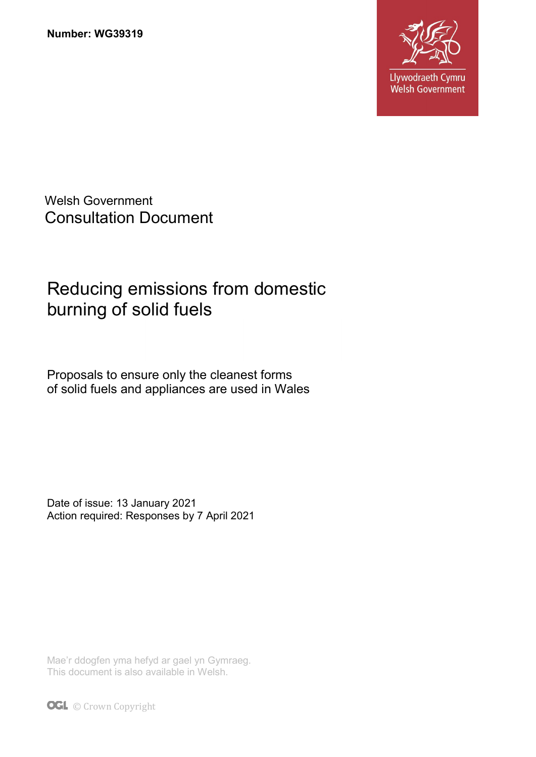**Number: WG39319**

Llywodraeth Cymru
Welsh Government

Welsh Government
Consultation Document

# Reducing emissions from domestic burning of solid fuels

Proposals to ensure only the cleanest forms of solid fuels and appliances are used in Wales

Date of issue: 13 January 2021
Action required: Responses by 7 April 2021

Mae'r ddogfen yma hefyd ar gael yn Gymraeg.
This document is also available in Welsh.

OGL © Crown Copyright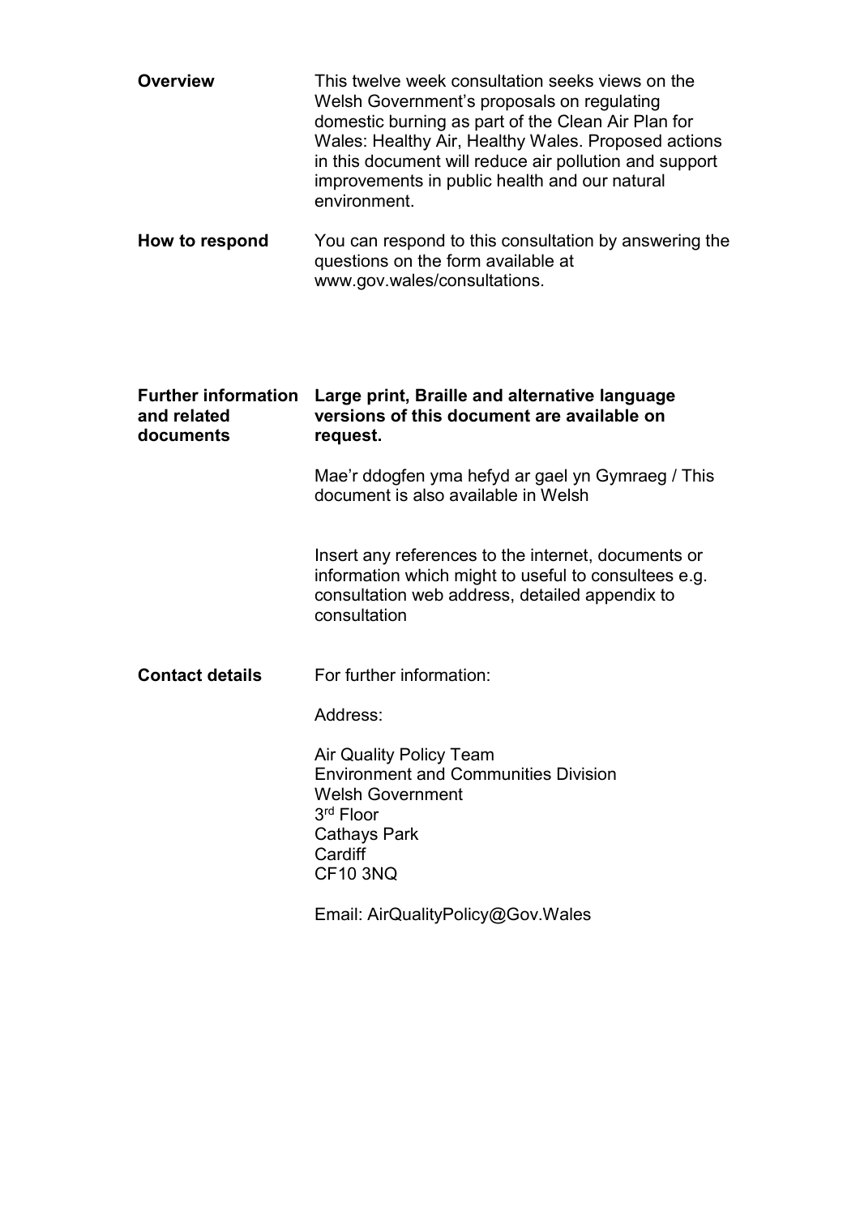**Overview**

This twelve week consultation seeks views on the Welsh Government's proposals on regulating domestic burning as part of the Clean Air Plan for Wales: Healthy Air, Healthy Wales. Proposed actions in this document will reduce air pollution and support improvements in public health and our natural environment.

**How to respond**

You can respond to this consultation by answering the questions on the form available at www.gov.wales/consultations.

**Further information and related documents**

**Large print, Braille and alternative language versions of this document are available on request.**

Mae'r ddogfen yma hefyd ar gael yn Gymraeg / This document is also available in Welsh

Insert any references to the internet, documents or information which might to useful to consultees e.g. consultation web address, detailed appendix to consultation

**Contact details**

For further information:

Address:

Air Quality Policy Team
Environment and Communities Division
Welsh Government
3rd Floor
Cathays Park
Cardiff
CF10 3NQ

Email: AirQualityPolicy@Gov.Wales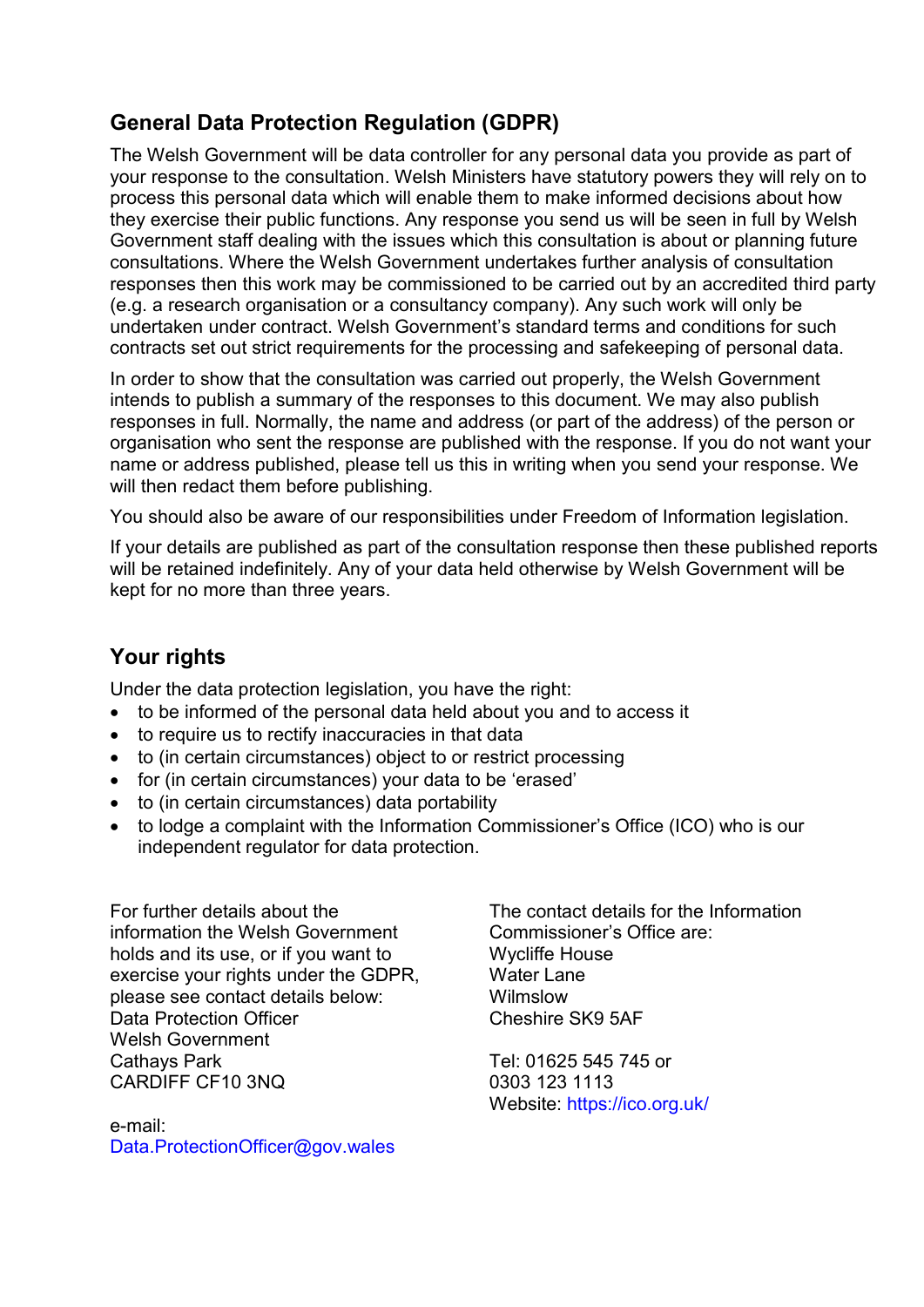## General Data Protection Regulation (GDPR)

The Welsh Government will be data controller for any personal data you provide as part of your response to the consultation. Welsh Ministers have statutory powers they will rely on to process this personal data which will enable them to make informed decisions about how they exercise their public functions. Any response you send us will be seen in full by Welsh Government staff dealing with the issues which this consultation is about or planning future consultations. Where the Welsh Government undertakes further analysis of consultation responses then this work may be commissioned to be carried out by an accredited third party (e.g. a research organisation or a consultancy company). Any such work will only be undertaken under contract. Welsh Government's standard terms and conditions for such contracts set out strict requirements for the processing and safekeeping of personal data.

In order to show that the consultation was carried out properly, the Welsh Government intends to publish a summary of the responses to this document. We may also publish responses in full. Normally, the name and address (or part of the address) of the person or organisation who sent the response are published with the response. If you do not want your name or address published, please tell us this in writing when you send your response. We will then redact them before publishing.

You should also be aware of our responsibilities under Freedom of Information legislation.

If your details are published as part of the consultation response then these published reports will be retained indefinitely. Any of your data held otherwise by Welsh Government will be kept for no more than three years.

## Your rights

Under the data protection legislation, you have the right:

- to be informed of the personal data held about you and to access it
- to require us to rectify inaccuracies in that data
- to (in certain circumstances) object to or restrict processing
- for (in certain circumstances) your data to be 'erased'
- to (in certain circumstances) data portability
- to lodge a complaint with the Information Commissioner's Office (ICO) who is our independent regulator for data protection.

For further details about the information the Welsh Government holds and its use, or if you want to exercise your rights under the GDPR, please see contact details below:
Data Protection Officer
Welsh Government
Cathays Park
CARDIFF CF10 3NQ

e-mail:
Data.ProtectionOfficer@gov.wales

The contact details for the Information Commissioner's Office are:
Wycliffe House
Water Lane
Wilmslow
Cheshire SK9 5AF

Tel: 01625 545 745 or
0303 123 1113
Website: https://ico.org.uk/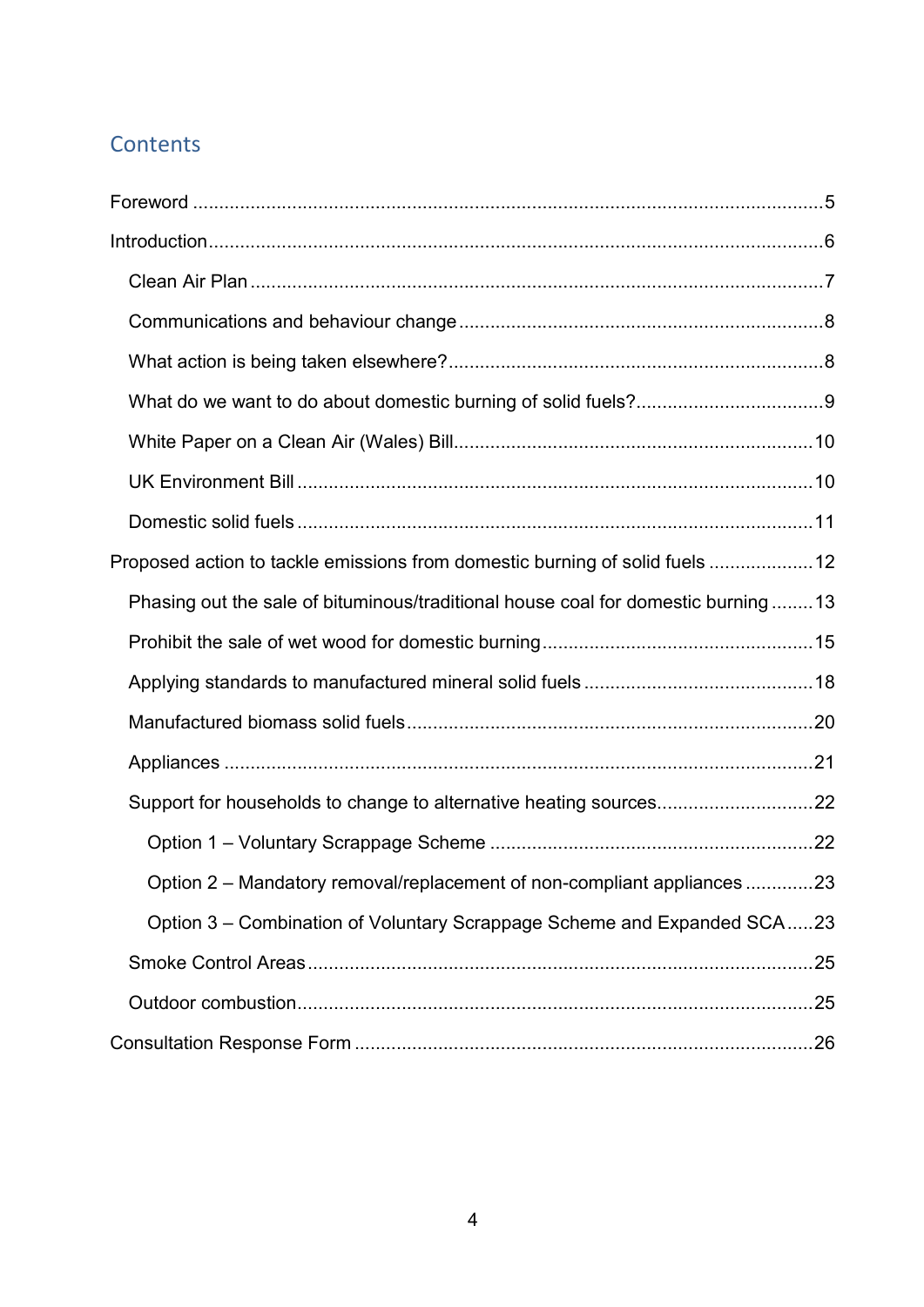## Contents

- Foreword ..... 5
- Introduction ..... 6
  - Clean Air Plan ..... 7
  - Communications and behaviour change ..... 8
  - What action is being taken elsewhere? ..... 8
  - What do we want to do about domestic burning of solid fuels? ..... 9
  - White Paper on a Clean Air (Wales) Bill ..... 10
  - UK Environment Bill ..... 10
  - Domestic solid fuels ..... 11
- Proposed action to tackle emissions from domestic burning of solid fuels ..... 12
  - Phasing out the sale of bituminous/traditional house coal for domestic burning ..... 13
  - Prohibit the sale of wet wood for domestic burning ..... 15
  - Applying standards to manufactured mineral solid fuels ..... 18
  - Manufactured biomass solid fuels ..... 20
  - Appliances ..... 21
  - Support for households to change to alternative heating sources ..... 22
    - Option 1 – Voluntary Scrappage Scheme ..... 22
    - Option 2 – Mandatory removal/replacement of non-compliant appliances ..... 23
    - Option 3 – Combination of Voluntary Scrappage Scheme and Expanded SCA ..... 23
  - Smoke Control Areas ..... 25
  - Outdoor combustion ..... 25
- Consultation Response Form ..... 26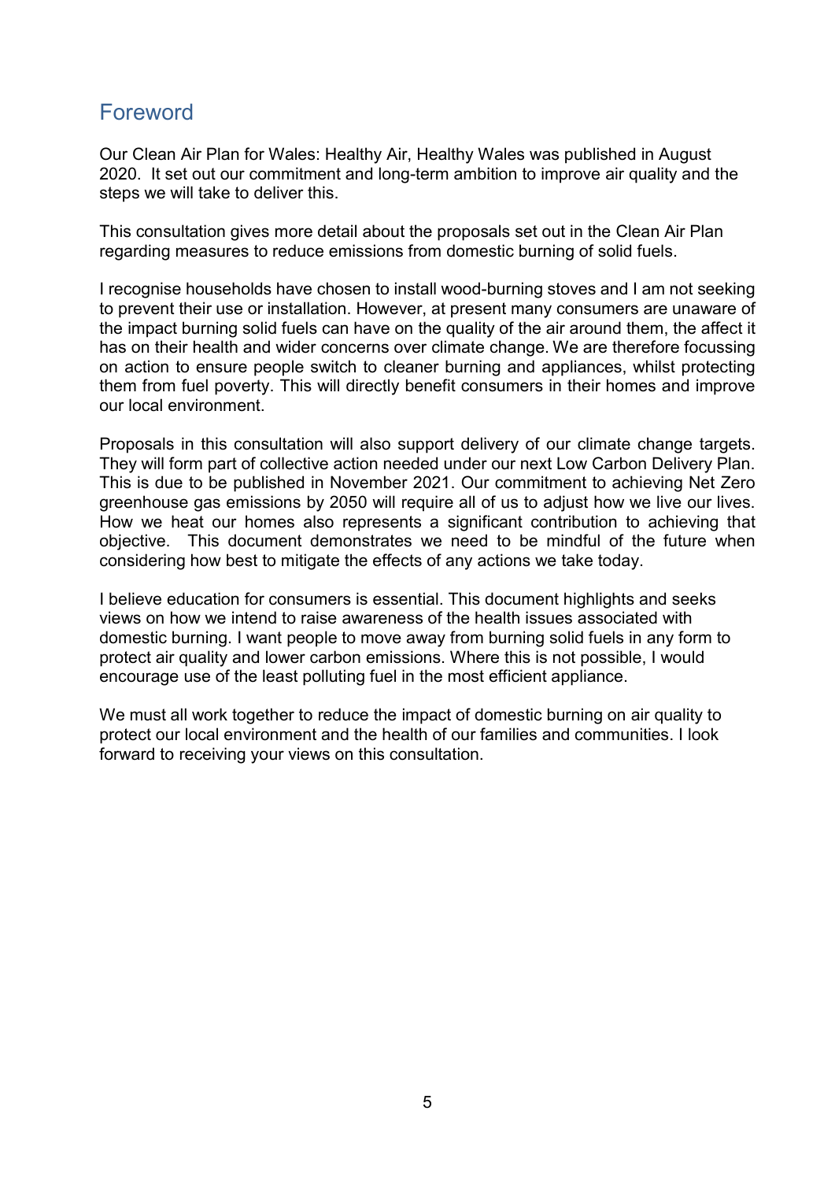## Foreword

Our Clean Air Plan for Wales: Healthy Air, Healthy Wales was published in August 2020. It set out our commitment and long-term ambition to improve air quality and the steps we will take to deliver this.

This consultation gives more detail about the proposals set out in the Clean Air Plan regarding measures to reduce emissions from domestic burning of solid fuels.

I recognise households have chosen to install wood-burning stoves and I am not seeking to prevent their use or installation. However, at present many consumers are unaware of the impact burning solid fuels can have on the quality of the air around them, the affect it has on their health and wider concerns over climate change. We are therefore focussing on action to ensure people switch to cleaner burning and appliances, whilst protecting them from fuel poverty. This will directly benefit consumers in their homes and improve our local environment.

Proposals in this consultation will also support delivery of our climate change targets. They will form part of collective action needed under our next Low Carbon Delivery Plan. This is due to be published in November 2021. Our commitment to achieving Net Zero greenhouse gas emissions by 2050 will require all of us to adjust how we live our lives. How we heat our homes also represents a significant contribution to achieving that objective. This document demonstrates we need to be mindful of the future when considering how best to mitigate the effects of any actions we take today.

I believe education for consumers is essential. This document highlights and seeks views on how we intend to raise awareness of the health issues associated with domestic burning. I want people to move away from burning solid fuels in any form to protect air quality and lower carbon emissions. Where this is not possible, I would encourage use of the least polluting fuel in the most efficient appliance.

We must all work together to reduce the impact of domestic burning on air quality to protect our local environment and the health of our families and communities. I look forward to receiving your views on this consultation.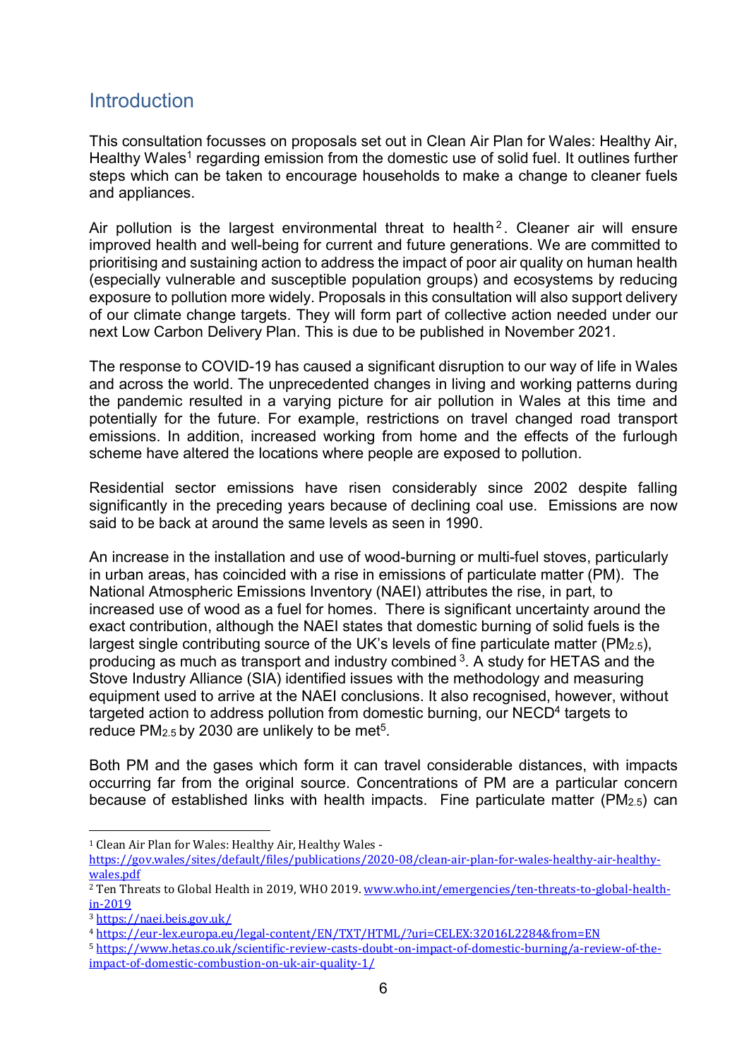## Introduction

This consultation focusses on proposals set out in Clean Air Plan for Wales: Healthy Air, Healthy Wales[1] regarding emission from the domestic use of solid fuel. It outlines further steps which can be taken to encourage households to make a change to cleaner fuels and appliances.

Air pollution is the largest environmental threat to health[2]. Cleaner air will ensure improved health and well-being for current and future generations. We are committed to prioritising and sustaining action to address the impact of poor air quality on human health (especially vulnerable and susceptible population groups) and ecosystems by reducing exposure to pollution more widely. Proposals in this consultation will also support delivery of our climate change targets. They will form part of collective action needed under our next Low Carbon Delivery Plan. This is due to be published in November 2021.

The response to COVID-19 has caused a significant disruption to our way of life in Wales and across the world. The unprecedented changes in living and working patterns during the pandemic resulted in a varying picture for air pollution in Wales at this time and potentially for the future. For example, restrictions on travel changed road transport emissions. In addition, increased working from home and the effects of the furlough scheme have altered the locations where people are exposed to pollution.

Residential sector emissions have risen considerably since 2002 despite falling significantly in the preceding years because of declining coal use. Emissions are now said to be back at around the same levels as seen in 1990.

An increase in the installation and use of wood-burning or multi-fuel stoves, particularly in urban areas, has coincided with a rise in emissions of particulate matter (PM). The National Atmospheric Emissions Inventory (NAEI) attributes the rise, in part, to increased use of wood as a fuel for homes. There is significant uncertainty around the exact contribution, although the NAEI states that domestic burning of solid fuels is the largest single contributing source of the UK's levels of fine particulate matter ($PM_{2.5}$), producing as much as transport and industry combined[3]. A study for HETAS and the Stove Industry Alliance (SIA) identified issues with the methodology and measuring equipment used to arrive at the NAEI conclusions. It also recognised, however, without targeted action to address pollution from domestic burning, our NECD[4] targets to reduce $PM_{2.5}$ by 2030 are unlikely to be met[5].

Both PM and the gases which form it can travel considerable distances, with impacts occurring far from the original source. Concentrations of PM are a particular concern because of established links with health impacts. Fine particulate matter ($PM_{2.5}$) can

---

[1] Clean Air Plan for Wales: Healthy Air, Healthy Wales - https://gov.wales/sites/default/files/publications/2020-08/clean-air-plan-for-wales-healthy-air-healthy-wales.pdf

[2] Ten Threats to Global Health in 2019, WHO 2019. www.who.int/emergencies/ten-threats-to-global-health-in-2019

[3] https://naei.beis.gov.uk/

[4] https://eur-lex.europa.eu/legal-content/EN/TXT/HTML/?uri=CELEX:32016L2284&from=EN

[5] https://www.hetas.co.uk/scientific-review-casts-doubt-on-impact-of-domestic-burning/a-review-of-the-impact-of-domestic-combustion-on-uk-air-quality-1/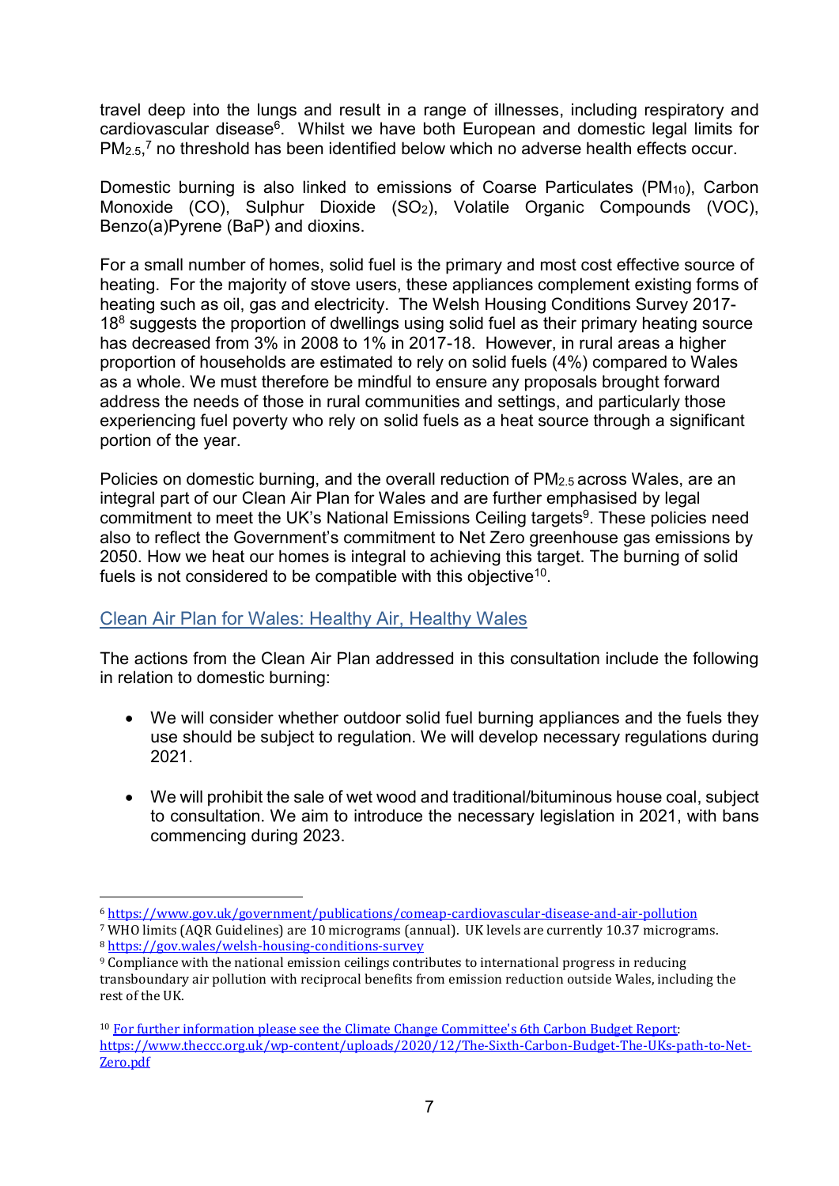travel deep into the lungs and result in a range of illnesses, including respiratory and cardiovascular disease[6]. Whilst we have both European and domestic legal limits for $PM_{2.5}$,[7] no threshold has been identified below which no adverse health effects occur.

Domestic burning is also linked to emissions of Coarse Particulates ($PM_{10}$), Carbon Monoxide (CO), Sulphur Dioxide ($SO_2$), Volatile Organic Compounds (VOC), Benzo(a)Pyrene (BaP) and dioxins.

For a small number of homes, solid fuel is the primary and most cost effective source of heating. For the majority of stove users, these appliances complement existing forms of heating such as oil, gas and electricity. The Welsh Housing Conditions Survey 2017-18[8] suggests the proportion of dwellings using solid fuel as their primary heating source has decreased from 3% in 2008 to 1% in 2017-18. However, in rural areas a higher proportion of households are estimated to rely on solid fuels (4%) compared to Wales as a whole. We must therefore be mindful to ensure any proposals brought forward address the needs of those in rural communities and settings, and particularly those experiencing fuel poverty who rely on solid fuels as a heat source through a significant portion of the year.

Policies on domestic burning, and the overall reduction of $PM_{2.5}$ across Wales, are an integral part of our Clean Air Plan for Wales and are further emphasised by legal commitment to meet the UK's National Emissions Ceiling targets[9]. These policies need also to reflect the Government's commitment to Net Zero greenhouse gas emissions by 2050. How we heat our homes is integral to achieving this target. The burning of solid fuels is not considered to be compatible with this objective[10].

## Clean Air Plan for Wales: Healthy Air, Healthy Wales

The actions from the Clean Air Plan addressed in this consultation include the following in relation to domestic burning:

- We will consider whether outdoor solid fuel burning appliances and the fuels they use should be subject to regulation. We will develop necessary regulations during 2021.
- We will prohibit the sale of wet wood and traditional/bituminous house coal, subject to consultation. We aim to introduce the necessary legislation in 2021, with bans commencing during 2023.

---

[6] https://www.gov.uk/government/publications/comeap-cardiovascular-disease-and-air-pollution

[7] WHO limits (AQR Guidelines) are 10 micrograms (annual). UK levels are currently 10.37 micrograms.

[8] https://gov.wales/welsh-housing-conditions-survey

[9] Compliance with the national emission ceilings contributes to international progress in reducing transboundary air pollution with reciprocal benefits from emission reduction outside Wales, including the rest of the UK.

[10] For further information please see the Climate Change Committee's 6th Carbon Budget Report: https://www.theccc.org.uk/wp-content/uploads/2020/12/The-Sixth-Carbon-Budget-The-UKs-path-to-Net-Zero.pdf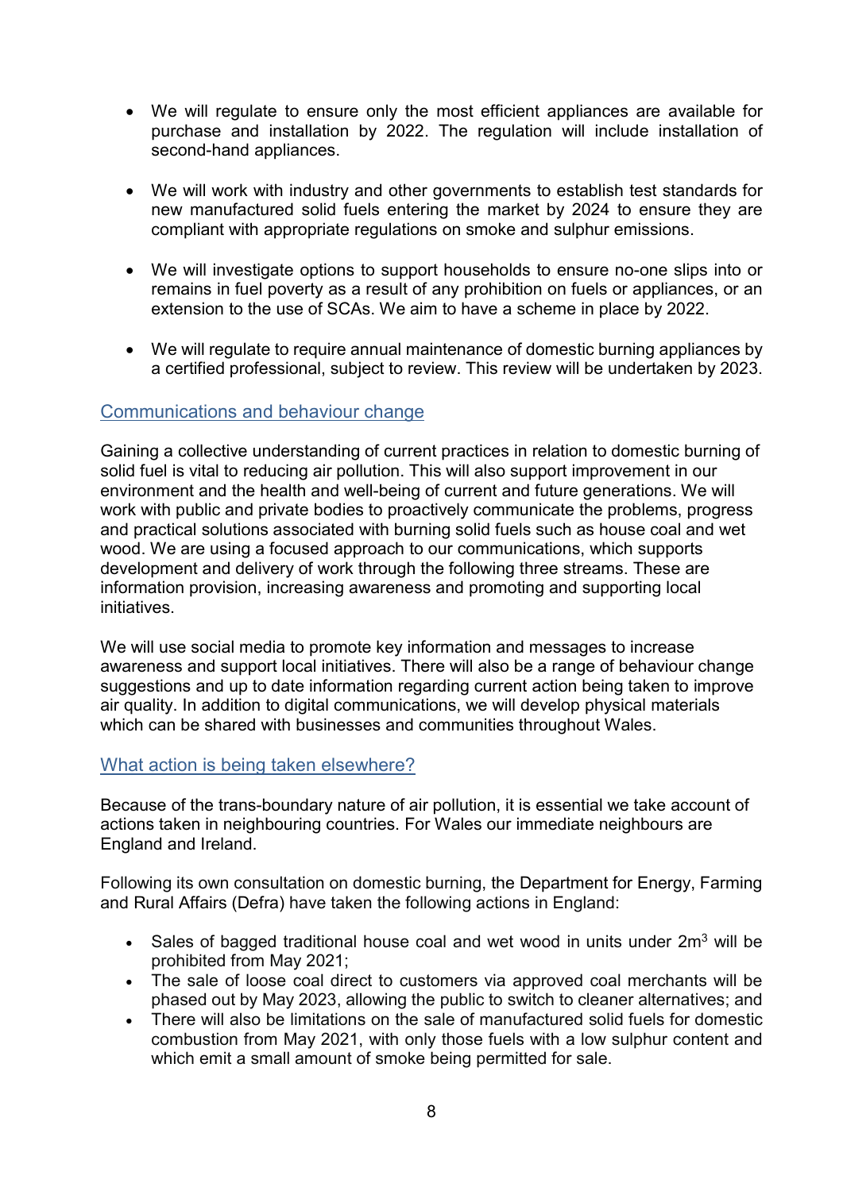- We will regulate to ensure only the most efficient appliances are available for purchase and installation by 2022. The regulation will include installation of second-hand appliances.

- We will work with industry and other governments to establish test standards for new manufactured solid fuels entering the market by 2024 to ensure they are compliant with appropriate regulations on smoke and sulphur emissions.

- We will investigate options to support households to ensure no-one slips into or remains in fuel poverty as a result of any prohibition on fuels or appliances, or an extension to the use of SCAs. We aim to have a scheme in place by 2022.

- We will regulate to require annual maintenance of domestic burning appliances by a certified professional, subject to review. This review will be undertaken by 2023.

## Communications and behaviour change

Gaining a collective understanding of current practices in relation to domestic burning of solid fuel is vital to reducing air pollution. This will also support improvement in our environment and the health and well-being of current and future generations. We will work with public and private bodies to proactively communicate the problems, progress and practical solutions associated with burning solid fuels such as house coal and wet wood. We are using a focused approach to our communications, which supports development and delivery of work through the following three streams. These are information provision, increasing awareness and promoting and supporting local initiatives.

We will use social media to promote key information and messages to increase awareness and support local initiatives. There will also be a range of behaviour change suggestions and up to date information regarding current action being taken to improve air quality. In addition to digital communications, we will develop physical materials which can be shared with businesses and communities throughout Wales.

## What action is being taken elsewhere?

Because of the trans-boundary nature of air pollution, it is essential we take account of actions taken in neighbouring countries. For Wales our immediate neighbours are England and Ireland.

Following its own consultation on domestic burning, the Department for Energy, Farming and Rural Affairs (Defra) have taken the following actions in England:

- Sales of bagged traditional house coal and wet wood in units under $2m^3$ will be prohibited from May 2021;
- The sale of loose coal direct to customers via approved coal merchants will be phased out by May 2023, allowing the public to switch to cleaner alternatives; and
- There will also be limitations on the sale of manufactured solid fuels for domestic combustion from May 2021, with only those fuels with a low sulphur content and which emit a small amount of smoke being permitted for sale.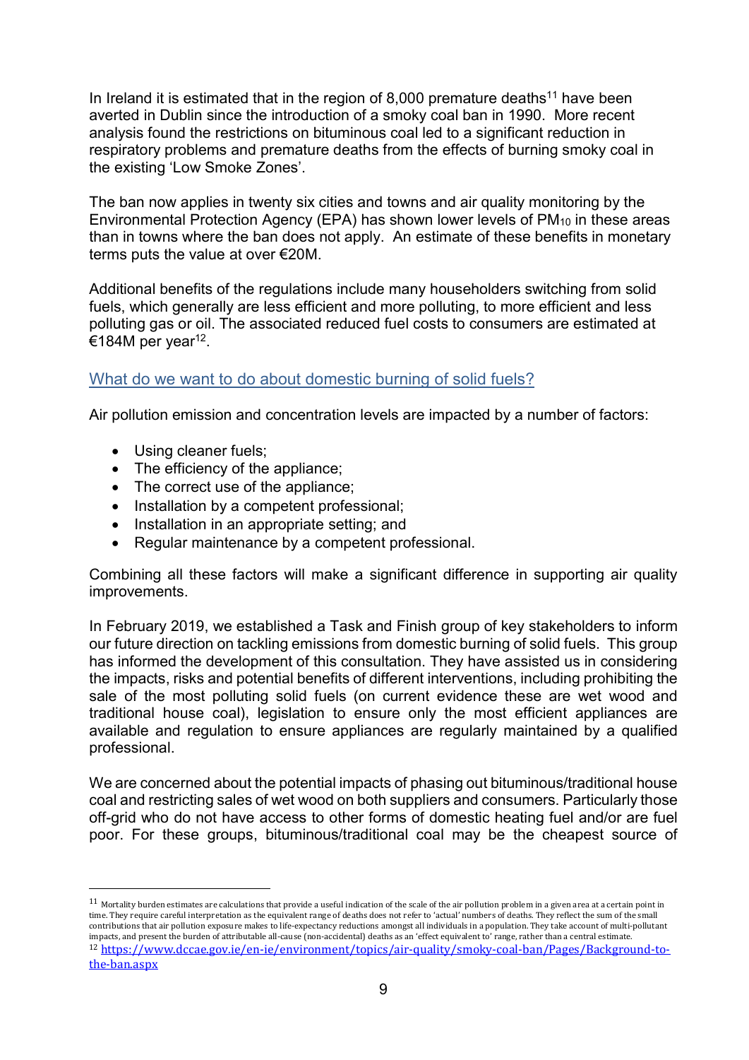In Ireland it is estimated that in the region of 8,000 premature deaths[11] have been averted in Dublin since the introduction of a smoky coal ban in 1990. More recent analysis found the restrictions on bituminous coal led to a significant reduction in respiratory problems and premature deaths from the effects of burning smoky coal in the existing 'Low Smoke Zones'.

The ban now applies in twenty six cities and towns and air quality monitoring by the Environmental Protection Agency (EPA) has shown lower levels of $PM_{10}$ in these areas than in towns where the ban does not apply. An estimate of these benefits in monetary terms puts the value at over €20M.

Additional benefits of the regulations include many householders switching from solid fuels, which generally are less efficient and more polluting, to more efficient and less polluting gas or oil. The associated reduced fuel costs to consumers are estimated at €184M per year[12].

## What do we want to do about domestic burning of solid fuels?

Air pollution emission and concentration levels are impacted by a number of factors:

- Using cleaner fuels;
- The efficiency of the appliance;
- The correct use of the appliance;
- Installation by a competent professional;
- Installation in an appropriate setting; and
- Regular maintenance by a competent professional.

Combining all these factors will make a significant difference in supporting air quality improvements.

In February 2019, we established a Task and Finish group of key stakeholders to inform our future direction on tackling emissions from domestic burning of solid fuels. This group has informed the development of this consultation. They have assisted us in considering the impacts, risks and potential benefits of different interventions, including prohibiting the sale of the most polluting solid fuels (on current evidence these are wet wood and traditional house coal), legislation to ensure only the most efficient appliances are available and regulation to ensure appliances are regularly maintained by a qualified professional.

We are concerned about the potential impacts of phasing out bituminous/traditional house coal and restricting sales of wet wood on both suppliers and consumers. Particularly those off-grid who do not have access to other forms of domestic heating fuel and/or are fuel poor. For these groups, bituminous/traditional coal may be the cheapest source of

---

[11] Mortality burden estimates are calculations that provide a useful indication of the scale of the air pollution problem in a given area at a certain point in time. They require careful interpretation as the equivalent range of deaths does not refer to 'actual' numbers of deaths. They reflect the sum of the small contributions that air pollution exposure makes to life-expectancy reductions amongst all individuals in a population. They take account of multi-pollutant impacts, and present the burden of attributable all-cause (non-accidental) deaths as an 'effect equivalent to' range, rather than a central estimate.

[12] https://www.dccae.gov.ie/en-ie/environment/topics/air-quality/smoky-coal-ban/Pages/Background-to-the-ban.aspx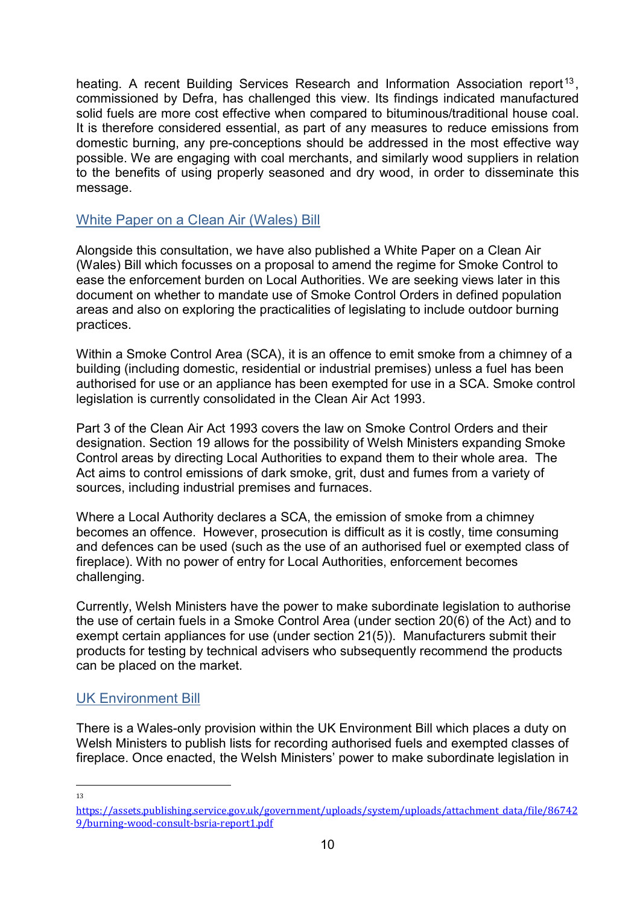heating. A recent Building Services Research and Information Association report[13], commissioned by Defra, has challenged this view. Its findings indicated manufactured solid fuels are more cost effective when compared to bituminous/traditional house coal. It is therefore considered essential, as part of any measures to reduce emissions from domestic burning, any pre-conceptions should be addressed in the most effective way possible. We are engaging with coal merchants, and similarly wood suppliers in relation to the benefits of using properly seasoned and dry wood, in order to disseminate this message.

## White Paper on a Clean Air (Wales) Bill

Alongside this consultation, we have also published a White Paper on a Clean Air (Wales) Bill which focusses on a proposal to amend the regime for Smoke Control to ease the enforcement burden on Local Authorities. We are seeking views later in this document on whether to mandate use of Smoke Control Orders in defined population areas and also on exploring the practicalities of legislating to include outdoor burning practices.

Within a Smoke Control Area (SCA), it is an offence to emit smoke from a chimney of a building (including domestic, residential or industrial premises) unless a fuel has been authorised for use or an appliance has been exempted for use in a SCA. Smoke control legislation is currently consolidated in the Clean Air Act 1993.

Part 3 of the Clean Air Act 1993 covers the law on Smoke Control Orders and their designation. Section 19 allows for the possibility of Welsh Ministers expanding Smoke Control areas by directing Local Authorities to expand them to their whole area. The Act aims to control emissions of dark smoke, grit, dust and fumes from a variety of sources, including industrial premises and furnaces.

Where a Local Authority declares a SCA, the emission of smoke from a chimney becomes an offence. However, prosecution is difficult as it is costly, time consuming and defences can be used (such as the use of an authorised fuel or exempted class of fireplace). With no power of entry for Local Authorities, enforcement becomes challenging.

Currently, Welsh Ministers have the power to make subordinate legislation to authorise the use of certain fuels in a Smoke Control Area (under section 20(6) of the Act) and to exempt certain appliances for use (under section 21(5)). Manufacturers submit their products for testing by technical advisers who subsequently recommend the products can be placed on the market.

## UK Environment Bill

There is a Wales-only provision within the UK Environment Bill which places a duty on Welsh Ministers to publish lists for recording authorised fuels and exempted classes of fireplace. Once enacted, the Welsh Ministers' power to make subordinate legislation in

---

[13] https://assets.publishing.service.gov.uk/government/uploads/system/uploads/attachment_data/file/867429/burning-wood-consult-bsria-report1.pdf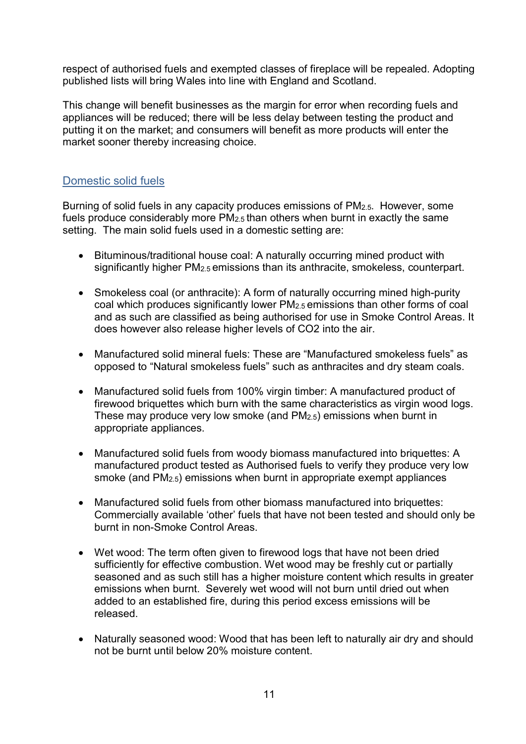respect of authorised fuels and exempted classes of fireplace will be repealed. Adopting published lists will bring Wales into line with England and Scotland.

This change will benefit businesses as the margin for error when recording fuels and appliances will be reduced; there will be less delay between testing the product and putting it on the market; and consumers will benefit as more products will enter the market sooner thereby increasing choice.

## Domestic solid fuels

Burning of solid fuels in any capacity produces emissions of $PM_{2.5}$. However, some fuels produce considerably more $PM_{2.5}$ than others when burnt in exactly the same setting. The main solid fuels used in a domestic setting are:

- Bituminous/traditional house coal: A naturally occurring mined product with significantly higher $PM_{2.5}$ emissions than its anthracite, smokeless, counterpart.
- Smokeless coal (or anthracite): A form of naturally occurring mined high-purity coal which produces significantly lower $PM_{2.5}$ emissions than other forms of coal and as such are classified as being authorised for use in Smoke Control Areas. It does however also release higher levels of CO2 into the air.
- Manufactured solid mineral fuels: These are “Manufactured smokeless fuels” as opposed to “Natural smokeless fuels” such as anthracites and dry steam coals.
- Manufactured solid fuels from 100% virgin timber: A manufactured product of firewood briquettes which burn with the same characteristics as virgin wood logs. These may produce very low smoke (and $PM_{2.5}$) emissions when burnt in appropriate appliances.
- Manufactured solid fuels from woody biomass manufactured into briquettes: A manufactured product tested as Authorised fuels to verify they produce very low smoke (and $PM_{2.5}$) emissions when burnt in appropriate exempt appliances
- Manufactured solid fuels from other biomass manufactured into briquettes: Commercially available ‘other’ fuels that have not been tested and should only be burnt in non-Smoke Control Areas.
- Wet wood: The term often given to firewood logs that have not been dried sufficiently for effective combustion. Wet wood may be freshly cut or partially seasoned and as such still has a higher moisture content which results in greater emissions when burnt. Severely wet wood will not burn until dried out when added to an established fire, during this period excess emissions will be released.
- Naturally seasoned wood: Wood that has been left to naturally air dry and should not be burnt until below 20% moisture content.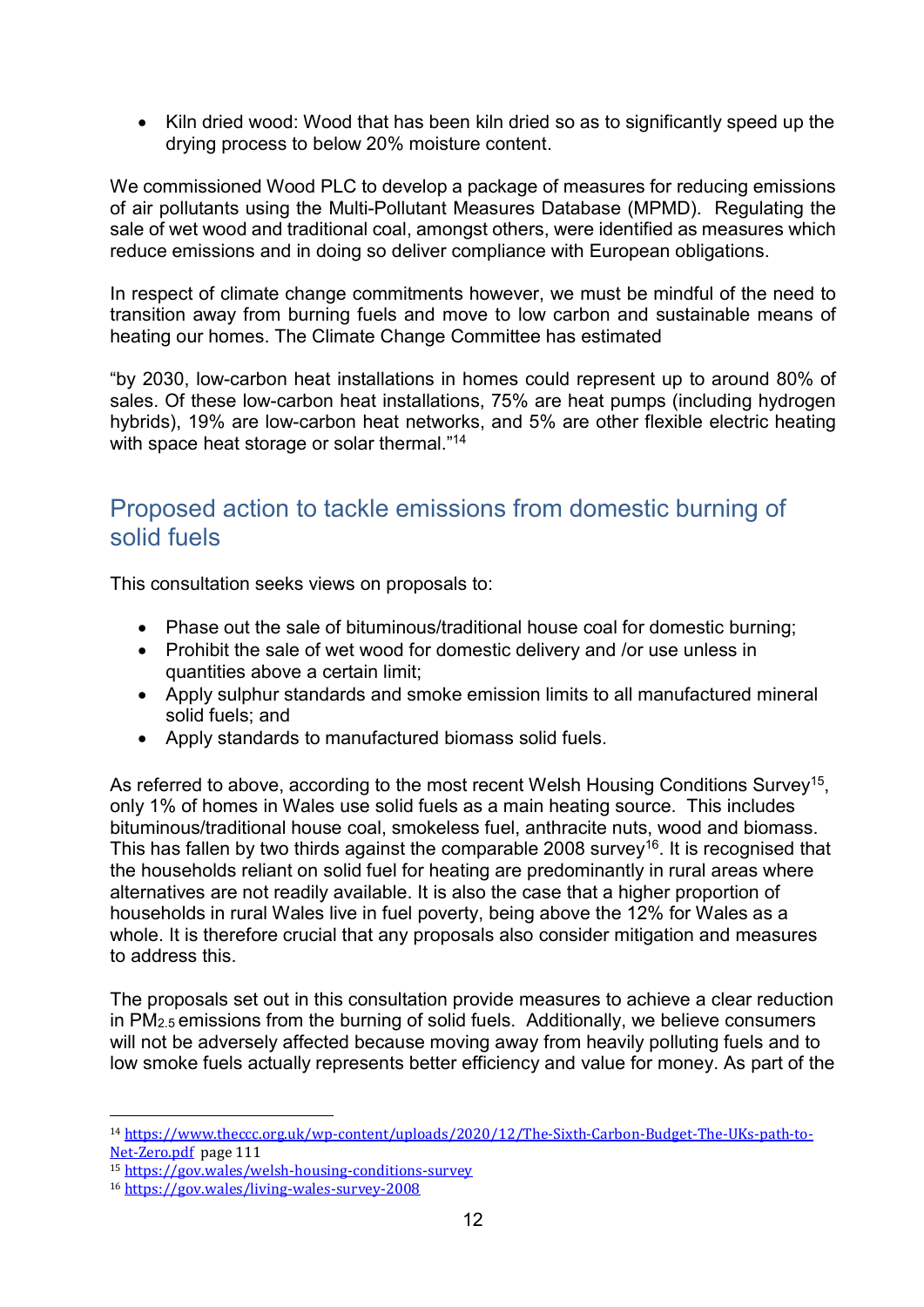- Kiln dried wood: Wood that has been kiln dried so as to significantly speed up the drying process to below 20% moisture content.

We commissioned Wood PLC to develop a package of measures for reducing emissions of air pollutants using the Multi-Pollutant Measures Database (MPMD). Regulating the sale of wet wood and traditional coal, amongst others, were identified as measures which reduce emissions and in doing so deliver compliance with European obligations.

In respect of climate change commitments however, we must be mindful of the need to transition away from burning fuels and move to low carbon and sustainable means of heating our homes. The Climate Change Committee has estimated

"by 2030, low-carbon heat installations in homes could represent up to around 80% of sales. Of these low-carbon heat installations, 75% are heat pumps (including hydrogen hybrids), 19% are low-carbon heat networks, and 5% are other flexible electric heating with space heat storage or solar thermal."[14]

## Proposed action to tackle emissions from domestic burning of solid fuels

This consultation seeks views on proposals to:

- Phase out the sale of bituminous/traditional house coal for domestic burning;
- Prohibit the sale of wet wood for domestic delivery and /or use unless in quantities above a certain limit;
- Apply sulphur standards and smoke emission limits to all manufactured mineral solid fuels; and
- Apply standards to manufactured biomass solid fuels.

As referred to above, according to the most recent Welsh Housing Conditions Survey[15], only 1% of homes in Wales use solid fuels as a main heating source. This includes bituminous/traditional house coal, smokeless fuel, anthracite nuts, wood and biomass. This has fallen by two thirds against the comparable 2008 survey[16]. It is recognised that the households reliant on solid fuel for heating are predominantly in rural areas where alternatives are not readily available. It is also the case that a higher proportion of households in rural Wales live in fuel poverty, being above the 12% for Wales as a whole. It is therefore crucial that any proposals also consider mitigation and measures to address this.

The proposals set out in this consultation provide measures to achieve a clear reduction in $PM_{2.5}$ emissions from the burning of solid fuels. Additionally, we believe consumers will not be adversely affected because moving away from heavily polluting fuels and to low smoke fuels actually represents better efficiency and value for money. As part of the

---

[14] https://www.theccc.org.uk/wp-content/uploads/2020/12/The-Sixth-Carbon-Budget-The-UKs-path-to-Net-Zero.pdf page 111

[15] https://gov.wales/welsh-housing-conditions-survey

[16] https://gov.wales/living-wales-survey-2008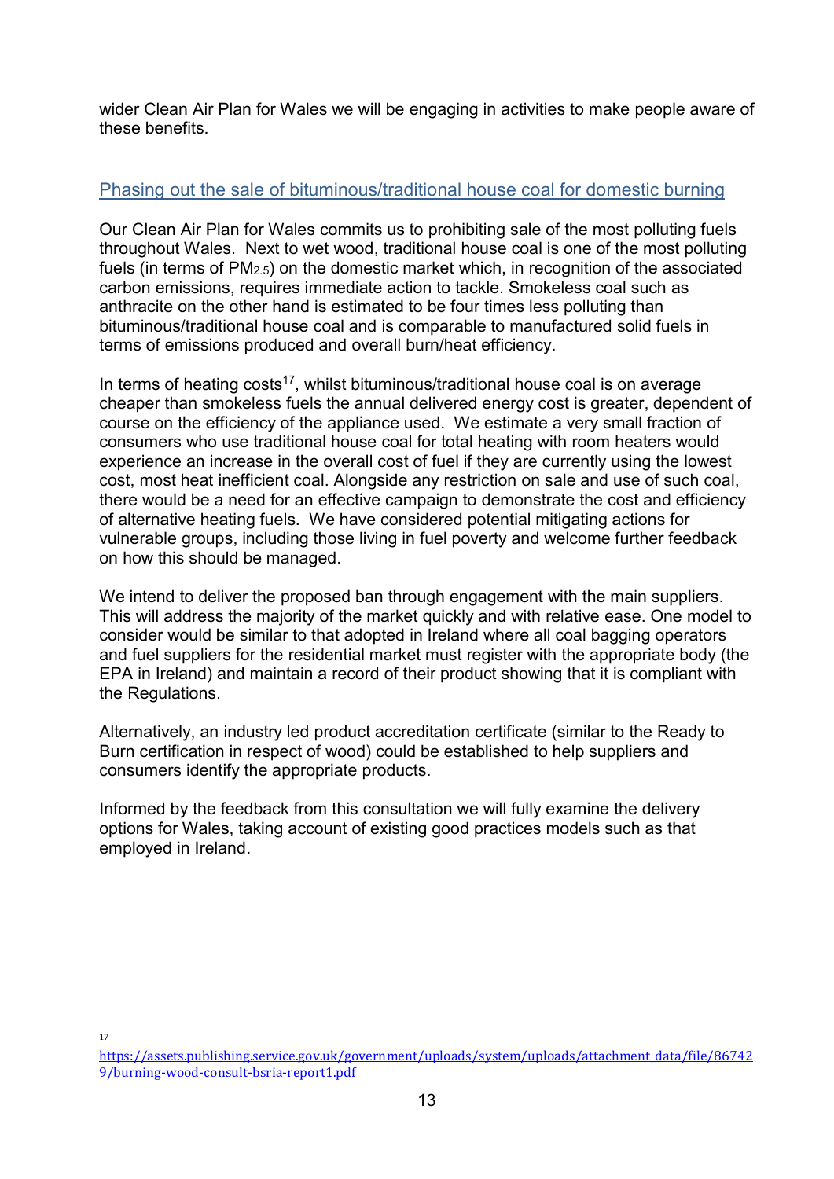wider Clean Air Plan for Wales we will be engaging in activities to make people aware of these benefits.

## Phasing out the sale of bituminous/traditional house coal for domestic burning

Our Clean Air Plan for Wales commits us to prohibiting sale of the most polluting fuels throughout Wales. Next to wet wood, traditional house coal is one of the most polluting fuels (in terms of $PM_{2.5}$) on the domestic market which, in recognition of the associated carbon emissions, requires immediate action to tackle. Smokeless coal such as anthracite on the other hand is estimated to be four times less polluting than bituminous/traditional house coal and is comparable to manufactured solid fuels in terms of emissions produced and overall burn/heat efficiency.

In terms of heating costs[17], whilst bituminous/traditional house coal is on average cheaper than smokeless fuels the annual delivered energy cost is greater, dependent of course on the efficiency of the appliance used. We estimate a very small fraction of consumers who use traditional house coal for total heating with room heaters would experience an increase in the overall cost of fuel if they are currently using the lowest cost, most heat inefficient coal. Alongside any restriction on sale and use of such coal, there would be a need for an effective campaign to demonstrate the cost and efficiency of alternative heating fuels. We have considered potential mitigating actions for vulnerable groups, including those living in fuel poverty and welcome further feedback on how this should be managed.

We intend to deliver the proposed ban through engagement with the main suppliers. This will address the majority of the market quickly and with relative ease. One model to consider would be similar to that adopted in Ireland where all coal bagging operators and fuel suppliers for the residential market must register with the appropriate body (the EPA in Ireland) and maintain a record of their product showing that it is compliant with the Regulations.

Alternatively, an industry led product accreditation certificate (similar to the Ready to Burn certification in respect of wood) could be established to help suppliers and consumers identify the appropriate products.

Informed by the feedback from this consultation we will fully examine the delivery options for Wales, taking account of existing good practices models such as that employed in Ireland.

---

[17] https://assets.publishing.service.gov.uk/government/uploads/system/uploads/attachment_data/file/867429/burning-wood-consult-bsria-report1.pdf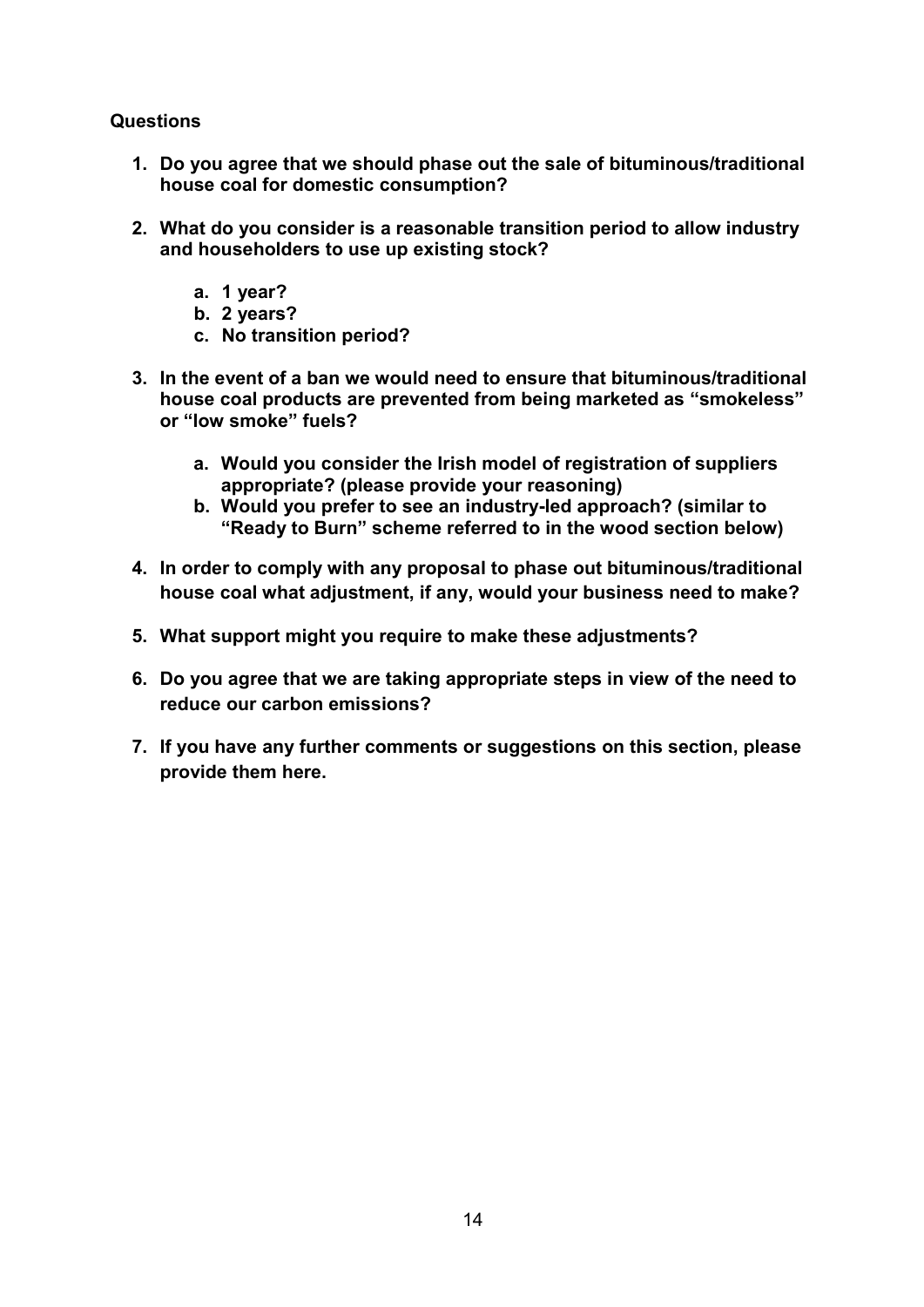**Questions**

1. **Do you agree that we should phase out the sale of bituminous/traditional house coal for domestic consumption?**

2. **What do you consider is a reasonable transition period to allow industry and householders to use up existing stock?**

    a. **1 year?**
    b. **2 years?**
    c. **No transition period?**

3. **In the event of a ban we would need to ensure that bituminous/traditional house coal products are prevented from being marketed as "smokeless" or "low smoke" fuels?**

    a. **Would you consider the Irish model of registration of suppliers appropriate? (please provide your reasoning)**
    b. **Would you prefer to see an industry-led approach? (similar to "Ready to Burn" scheme referred to in the wood section below)**

4. **In order to comply with any proposal to phase out bituminous/traditional house coal what adjustment, if any, would your business need to make?**

5. **What support might you require to make these adjustments?**

6. **Do you agree that we are taking appropriate steps in view of the need to reduce our carbon emissions?**

7. **If you have any further comments or suggestions on this section, please provide them here.**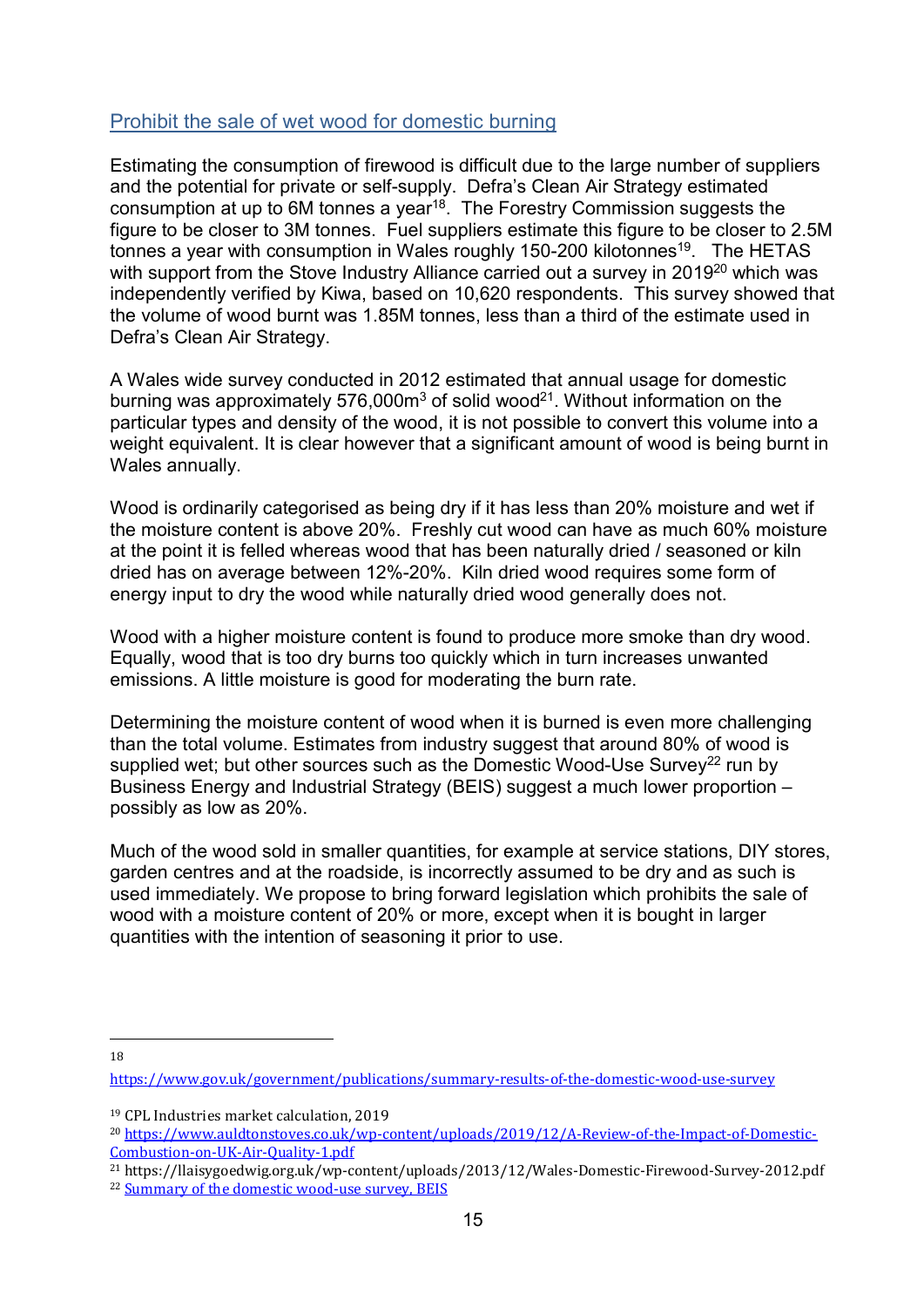## Prohibit the sale of wet wood for domestic burning

Estimating the consumption of firewood is difficult due to the large number of suppliers and the potential for private or self-supply. Defra's Clean Air Strategy estimated consumption at up to 6M tonnes a year[18]. The Forestry Commission suggests the figure to be closer to 3M tonnes. Fuel suppliers estimate this figure to be closer to 2.5M tonnes a year with consumption in Wales roughly 150-200 kilotonnes[19]. The HETAS with support from the Stove Industry Alliance carried out a survey in 2019[20] which was independently verified by Kiwa, based on 10,620 respondents. This survey showed that the volume of wood burnt was 1.85M tonnes, less than a third of the estimate used in Defra's Clean Air Strategy.

A Wales wide survey conducted in 2012 estimated that annual usage for domestic burning was approximately 576,000m$^3$ of solid wood[21]. Without information on the particular types and density of the wood, it is not possible to convert this volume into a weight equivalent. It is clear however that a significant amount of wood is being burnt in Wales annually.

Wood is ordinarily categorised as being dry if it has less than 20% moisture and wet if the moisture content is above 20%. Freshly cut wood can have as much 60% moisture at the point it is felled whereas wood that has been naturally dried / seasoned or kiln dried has on average between 12%-20%. Kiln dried wood requires some form of energy input to dry the wood while naturally dried wood generally does not.

Wood with a higher moisture content is found to produce more smoke than dry wood. Equally, wood that is too dry burns too quickly which in turn increases unwanted emissions. A little moisture is good for moderating the burn rate.

Determining the moisture content of wood when it is burned is even more challenging than the total volume. Estimates from industry suggest that around 80% of wood is supplied wet; but other sources such as the Domestic Wood-Use Survey[22] run by Business Energy and Industrial Strategy (BEIS) suggest a much lower proportion – possibly as low as 20%.

Much of the wood sold in smaller quantities, for example at service stations, DIY stores, garden centres and at the roadside, is incorrectly assumed to be dry and as such is used immediately. We propose to bring forward legislation which prohibits the sale of wood with a moisture content of 20% or more, except when it is bought in larger quantities with the intention of seasoning it prior to use.

---

[18] https://www.gov.uk/government/publications/summary-results-of-the-domestic-wood-use-survey

[19] CPL Industries market calculation, 2019

[20] https://www.auldtonstoves.co.uk/wp-content/uploads/2019/12/A-Review-of-the-Impact-of-Domestic-Combustion-on-UK-Air-Quality-1.pdf

[21] https://llaisygoedwig.org.uk/wp-content/uploads/2013/12/Wales-Domestic-Firewood-Survey-2012.pdf

[22] Summary of the domestic wood-use survey, BEIS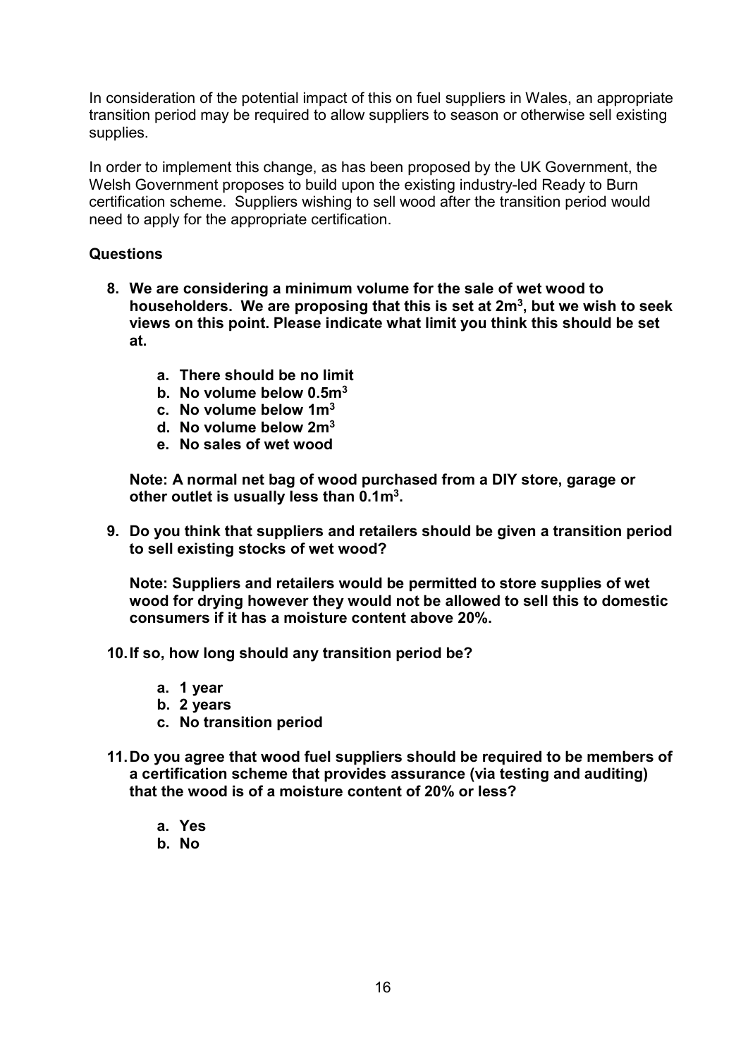In consideration of the potential impact of this on fuel suppliers in Wales, an appropriate transition period may be required to allow suppliers to season or otherwise sell existing supplies.

In order to implement this change, as has been proposed by the UK Government, the Welsh Government proposes to build upon the existing industry-led Ready to Burn certification scheme. Suppliers wishing to sell wood after the transition period would need to apply for the appropriate certification.

**Questions**

8. **We are considering a minimum volume for the sale of wet wood to householders. We are proposing that this is set at $2m^3$, but we wish to seek views on this point. Please indicate what limit you think this should be set at.**

    a. **There should be no limit**
    b. **No volume below $0.5m^3$**
    c. **No volume below $1m^3$**
    d. **No volume below $2m^3$**
    e. **No sales of wet wood**

    **Note: A normal net bag of wood purchased from a DIY store, garage or other outlet is usually less than $0.1m^3$.**

9. **Do you think that suppliers and retailers should be given a transition period to sell existing stocks of wet wood?**

    **Note: Suppliers and retailers would be permitted to store supplies of wet wood for drying however they would not be allowed to sell this to domestic consumers if it has a moisture content above 20%.**

10. **If so, how long should any transition period be?**

    a. **1 year**
    b. **2 years**
    c. **No transition period**

11. **Do you agree that wood fuel suppliers should be required to be members of a certification scheme that provides assurance (via testing and auditing) that the wood is of a moisture content of 20% or less?**

    a. **Yes**
    b. **No**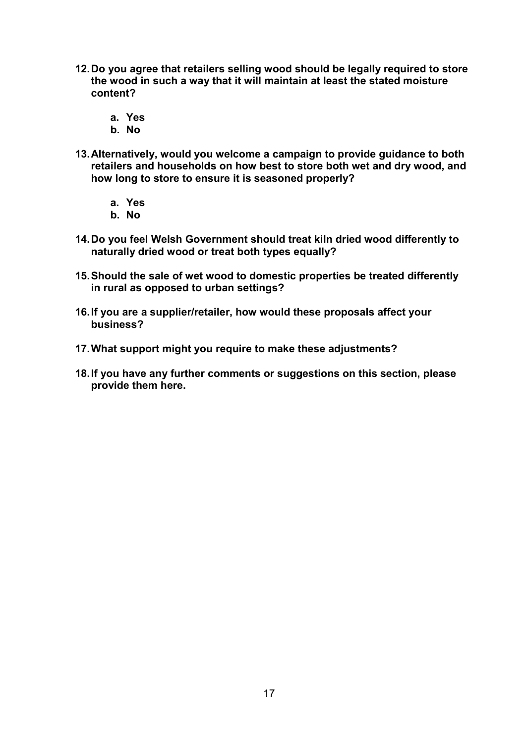12. **Do you agree that retailers selling wood should be legally required to store the wood in such a way that it will maintain at least the stated moisture content?**

    a. **Yes**
    b. **No**

13. **Alternatively, would you welcome a campaign to provide guidance to both retailers and households on how best to store both wet and dry wood, and how long to store to ensure it is seasoned properly?**

    a. **Yes**
    b. **No**

14. **Do you feel Welsh Government should treat kiln dried wood differently to naturally dried wood or treat both types equally?**

15. **Should the sale of wet wood to domestic properties be treated differently in rural as opposed to urban settings?**

16. **If you are a supplier/retailer, how would these proposals affect your business?**

17. **What support might you require to make these adjustments?**

18. **If you have any further comments or suggestions on this section, please provide them here.**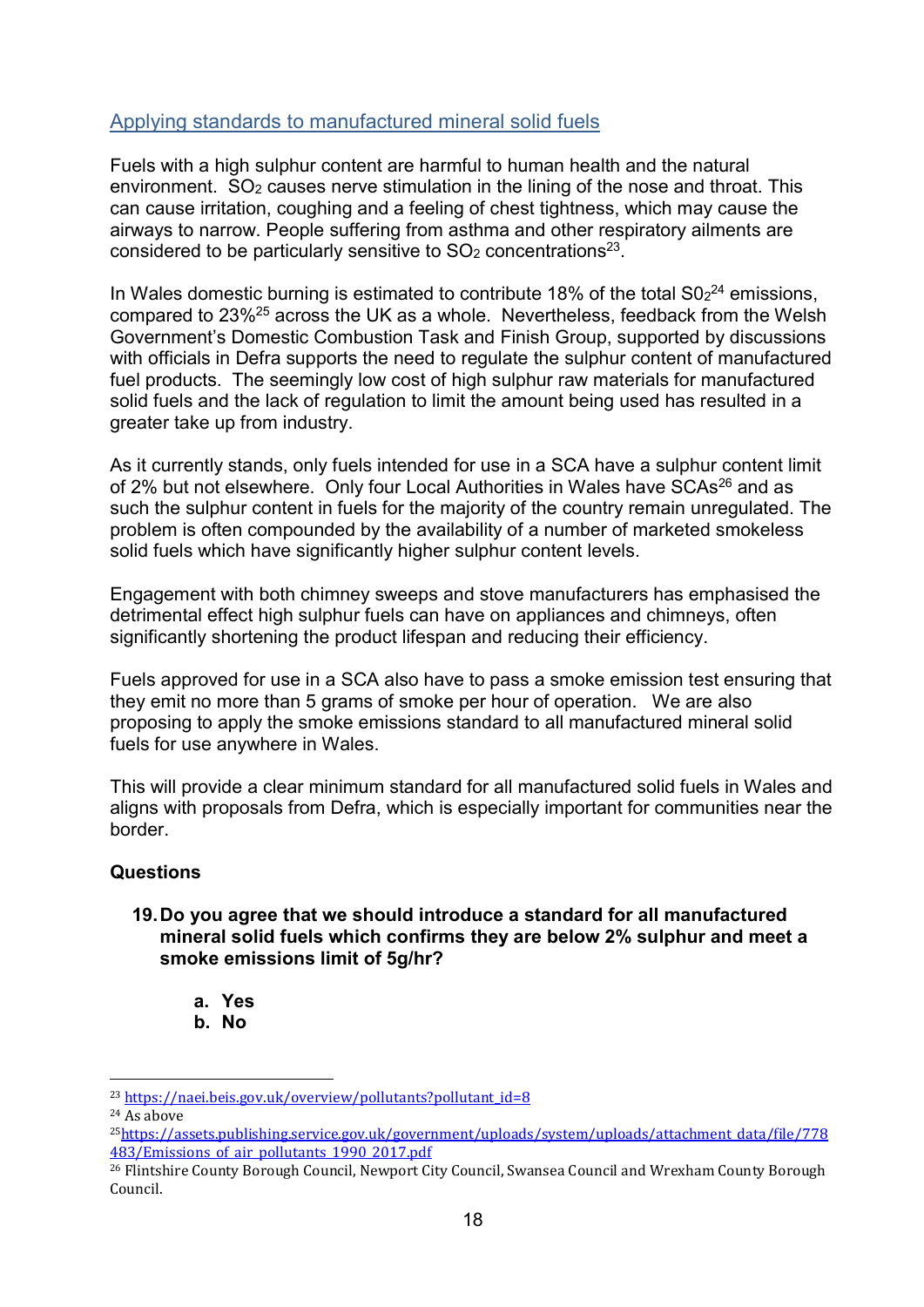## Applying standards to manufactured mineral solid fuels

Fuels with a high sulphur content are harmful to human health and the natural environment. $SO_2$ causes nerve stimulation in the lining of the nose and throat. This can cause irritation, coughing and a feeling of chest tightness, which may cause the airways to narrow. People suffering from asthma and other respiratory ailments are considered to be particularly sensitive to $SO_2$ concentrations[23].

In Wales domestic burning is estimated to contribute 18% of the total $S0_2$[24] emissions, compared to 23%[25] across the UK as a whole. Nevertheless, feedback from the Welsh Government's Domestic Combustion Task and Finish Group, supported by discussions with officials in Defra supports the need to regulate the sulphur content of manufactured fuel products. The seemingly low cost of high sulphur raw materials for manufactured solid fuels and the lack of regulation to limit the amount being used has resulted in a greater take up from industry.

As it currently stands, only fuels intended for use in a SCA have a sulphur content limit of 2% but not elsewhere. Only four Local Authorities in Wales have SCAs[26] and as such the sulphur content in fuels for the majority of the country remain unregulated. The problem is often compounded by the availability of a number of marketed smokeless solid fuels which have significantly higher sulphur content levels.

Engagement with both chimney sweeps and stove manufacturers has emphasised the detrimental effect high sulphur fuels can have on appliances and chimneys, often significantly shortening the product lifespan and reducing their efficiency.

Fuels approved for use in a SCA also have to pass a smoke emission test ensuring that they emit no more than 5 grams of smoke per hour of operation. We are also proposing to apply the smoke emissions standard to all manufactured mineral solid fuels for use anywhere in Wales.

This will provide a clear minimum standard for all manufactured solid fuels in Wales and aligns with proposals from Defra, which is especially important for communities near the border.

**Questions**

19. **Do you agree that we should introduce a standard for all manufactured mineral solid fuels which confirms they are below 2% sulphur and meet a smoke emissions limit of 5g/hr?**

    a. **Yes**
    b. **No**

---

[23] https://naei.beis.gov.uk/overview/pollutants?pollutant_id=8

[24] As above

[25] https://assets.publishing.service.gov.uk/government/uploads/system/uploads/attachment_data/file/778483/Emissions_of_air_pollutants_1990_2017.pdf

[26] Flintshire County Borough Council, Newport City Council, Swansea Council and Wrexham County Borough Council.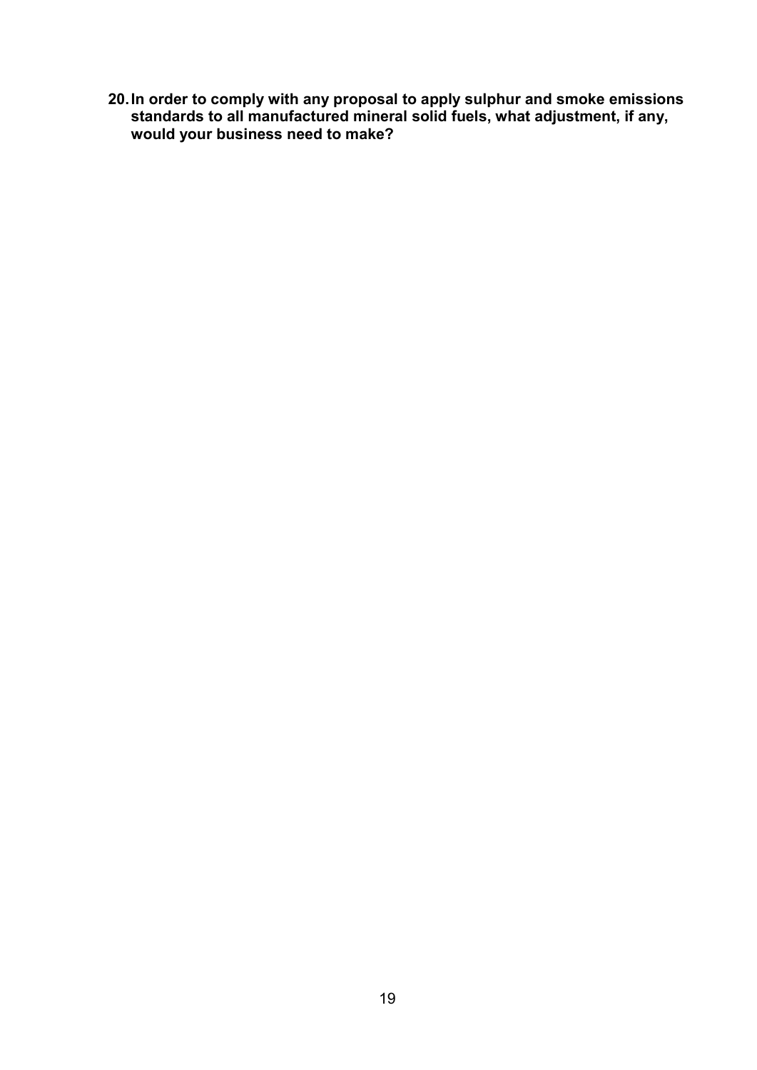**20. In order to comply with any proposal to apply sulphur and smoke emissions standards to all manufactured mineral solid fuels, what adjustment, if any, would your business need to make?**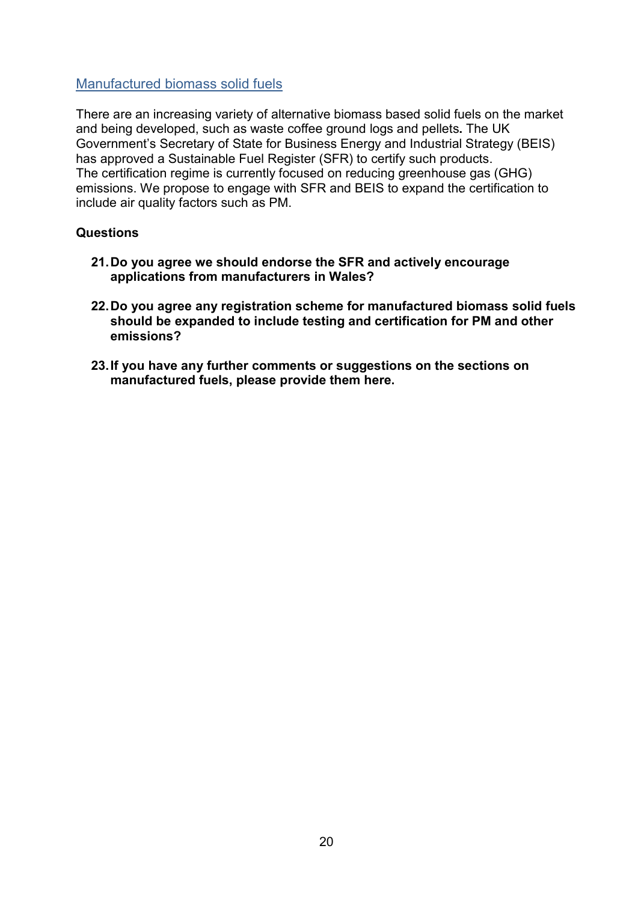## Manufactured biomass solid fuels

There are an increasing variety of alternative biomass based solid fuels on the market and being developed, such as waste coffee ground logs and pellets**.** The UK Government's Secretary of State for Business Energy and Industrial Strategy (BEIS) has approved a Sustainable Fuel Register (SFR) to certify such products. The certification regime is currently focused on reducing greenhouse gas (GHG) emissions. We propose to engage with SFR and BEIS to expand the certification to include air quality factors such as PM.

**Questions**

21. **Do you agree we should endorse the SFR and actively encourage applications from manufacturers in Wales?**
22. **Do you agree any registration scheme for manufactured biomass solid fuels should be expanded to include testing and certification for PM and other emissions?**
23. **If you have any further comments or suggestions on the sections on manufactured fuels, please provide them here.**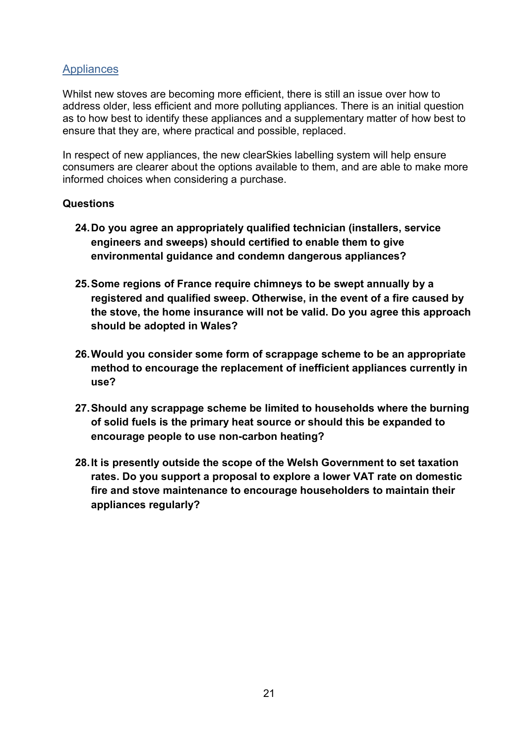## Appliances

Whilst new stoves are becoming more efficient, there is still an issue over how to address older, less efficient and more polluting appliances. There is an initial question as to how best to identify these appliances and a supplementary matter of how best to ensure that they are, where practical and possible, replaced.

In respect of new appliances, the new clearSkies labelling system will help ensure consumers are clearer about the options available to them, and are able to make more informed choices when considering a purchase.

**Questions**

24. **Do you agree an appropriately qualified technician (installers, service engineers and sweeps) should certified to enable them to give environmental guidance and condemn dangerous appliances?**

25. **Some regions of France require chimneys to be swept annually by a registered and qualified sweep. Otherwise, in the event of a fire caused by the stove, the home insurance will not be valid. Do you agree this approach should be adopted in Wales?**

26. **Would you consider some form of scrappage scheme to be an appropriate method to encourage the replacement of inefficient appliances currently in use?**

27. **Should any scrappage scheme be limited to households where the burning of solid fuels is the primary heat source or should this be expanded to encourage people to use non-carbon heating?**

28. **It is presently outside the scope of the Welsh Government to set taxation rates. Do you support a proposal to explore a lower VAT rate on domestic fire and stove maintenance to encourage householders to maintain their appliances regularly?**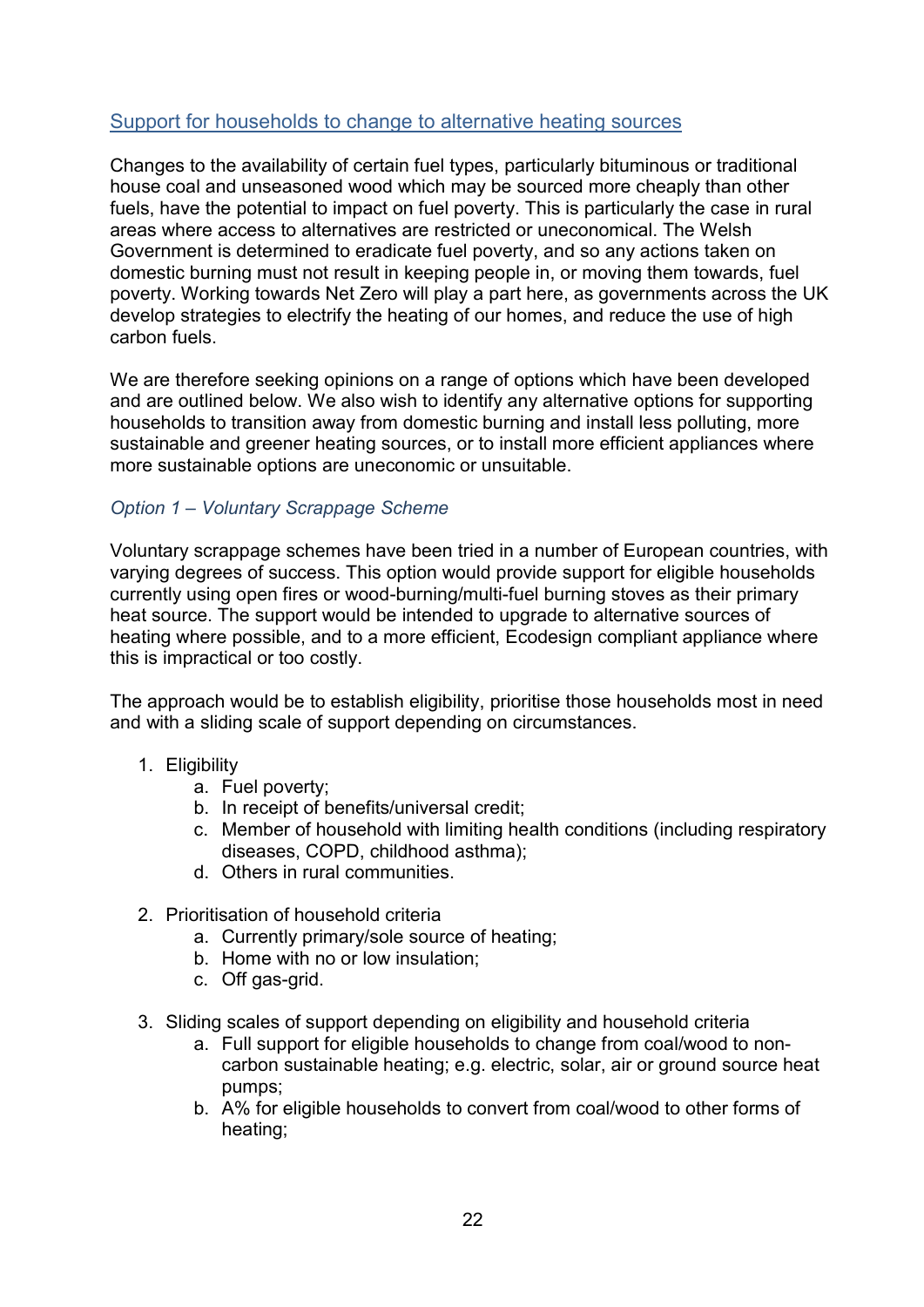## Support for households to change to alternative heating sources

Changes to the availability of certain fuel types, particularly bituminous or traditional house coal and unseasoned wood which may be sourced more cheaply than other fuels, have the potential to impact on fuel poverty. This is particularly the case in rural areas where access to alternatives are restricted or uneconomical. The Welsh Government is determined to eradicate fuel poverty, and so any actions taken on domestic burning must not result in keeping people in, or moving them towards, fuel poverty. Working towards Net Zero will play a part here, as governments across the UK develop strategies to electrify the heating of our homes, and reduce the use of high carbon fuels.

We are therefore seeking opinions on a range of options which have been developed and are outlined below. We also wish to identify any alternative options for supporting households to transition away from domestic burning and install less polluting, more sustainable and greener heating sources, or to install more efficient appliances where more sustainable options are uneconomic or unsuitable.

### *Option 1 – Voluntary Scrappage Scheme*

Voluntary scrappage schemes have been tried in a number of European countries, with varying degrees of success. This option would provide support for eligible households currently using open fires or wood-burning/multi-fuel burning stoves as their primary heat source. The support would be intended to upgrade to alternative sources of heating where possible, and to a more efficient, Ecodesign compliant appliance where this is impractical or too costly.

The approach would be to establish eligibility, prioritise those households most in need and with a sliding scale of support depending on circumstances.

1. Eligibility
   a. Fuel poverty;
   b. In receipt of benefits/universal credit;
   c. Member of household with limiting health conditions (including respiratory diseases, COPD, childhood asthma);
   d. Others in rural communities.

2. Prioritisation of household criteria
   a. Currently primary/sole source of heating;
   b. Home with no or low insulation;
   c. Off gas-grid.

3. Sliding scales of support depending on eligibility and household criteria
   a. Full support for eligible households to change from coal/wood to non-carbon sustainable heating; e.g. electric, solar, air or ground source heat pumps;
   b. A% for eligible households to convert from coal/wood to other forms of heating;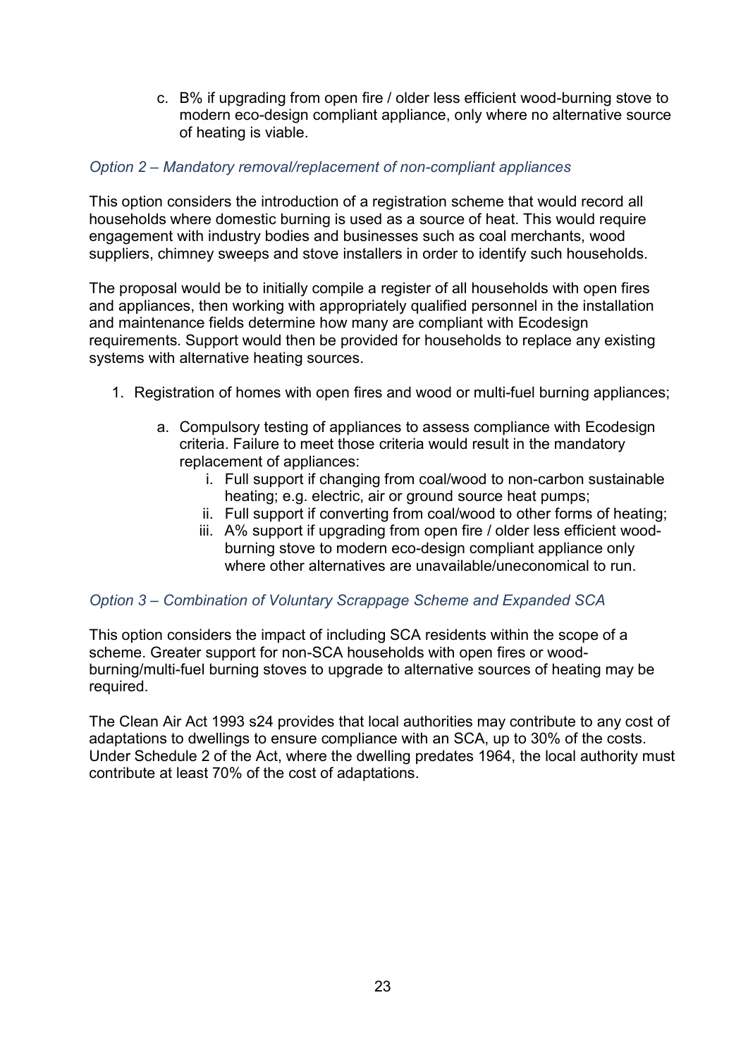c. B% if upgrading from open fire / older less efficient wood-burning stove to modern eco-design compliant appliance, only where no alternative source of heating is viable.

### *Option 2 – Mandatory removal/replacement of non-compliant appliances*

This option considers the introduction of a registration scheme that would record all households where domestic burning is used as a source of heat. This would require engagement with industry bodies and businesses such as coal merchants, wood suppliers, chimney sweeps and stove installers in order to identify such households.

The proposal would be to initially compile a register of all households with open fires and appliances, then working with appropriately qualified personnel in the installation and maintenance fields determine how many are compliant with Ecodesign requirements. Support would then be provided for households to replace any existing systems with alternative heating sources.

1. Registration of homes with open fires and wood or multi-fuel burning appliances;
   a. Compulsory testing of appliances to assess compliance with Ecodesign criteria. Failure to meet those criteria would result in the mandatory replacement of appliances:
      i. Full support if changing from coal/wood to non-carbon sustainable heating; e.g. electric, air or ground source heat pumps;
      ii. Full support if converting from coal/wood to other forms of heating;
      iii. A% support if upgrading from open fire / older less efficient wood-burning stove to modern eco-design compliant appliance only where other alternatives are unavailable/uneconomical to run.

### *Option 3 – Combination of Voluntary Scrappage Scheme and Expanded SCA*

This option considers the impact of including SCA residents within the scope of a scheme. Greater support for non-SCA households with open fires or wood-burning/multi-fuel burning stoves to upgrade to alternative sources of heating may be required.

The Clean Air Act 1993 s24 provides that local authorities may contribute to any cost of adaptations to dwellings to ensure compliance with an SCA, up to 30% of the costs. Under Schedule 2 of the Act, where the dwelling predates 1964, the local authority must contribute at least 70% of the cost of adaptations.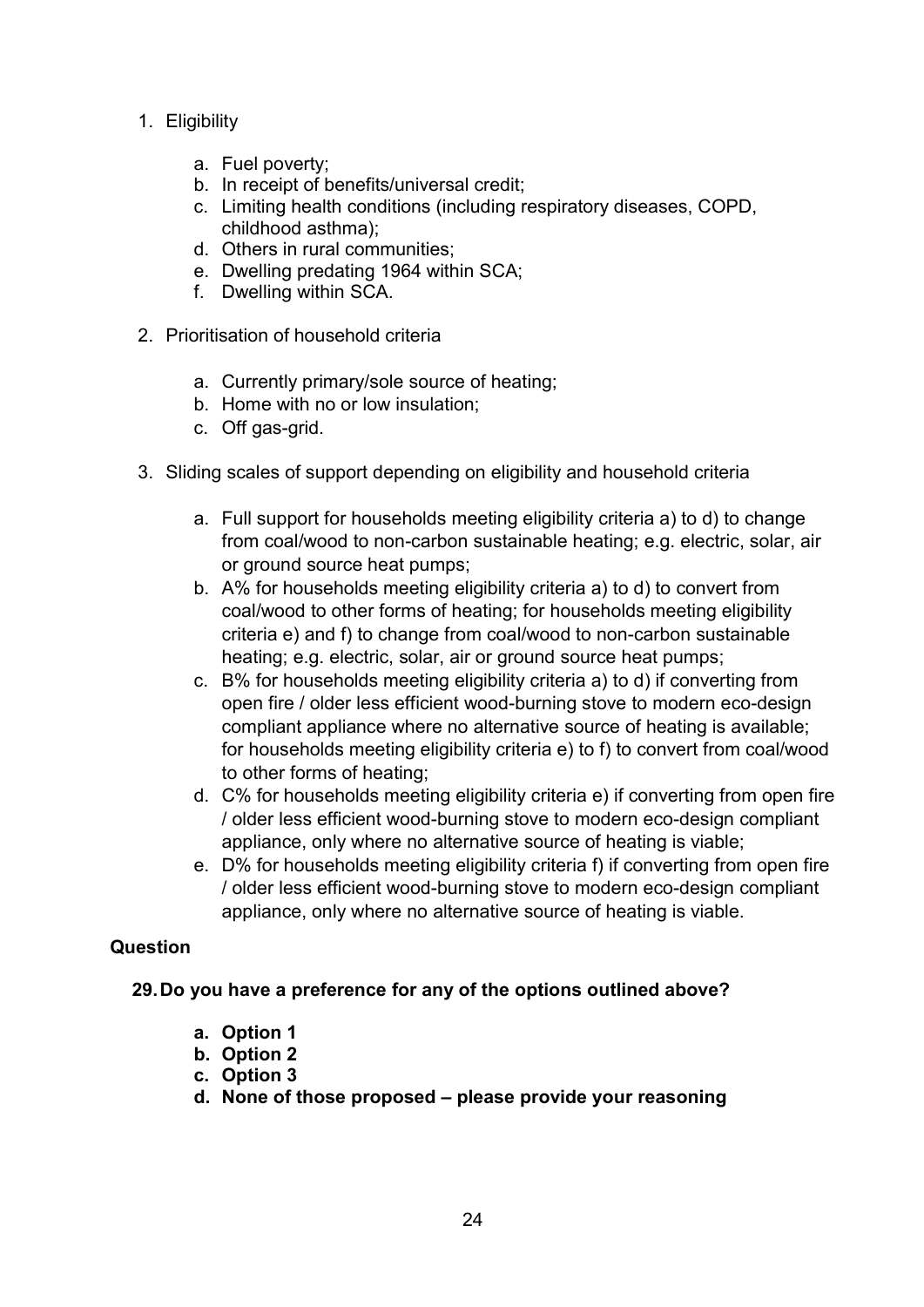1. Eligibility

    a. Fuel poverty;
    b. In receipt of benefits/universal credit;
    c. Limiting health conditions (including respiratory diseases, COPD, childhood asthma);
    d. Others in rural communities;
    e. Dwelling predating 1964 within SCA;
    f. Dwelling within SCA.

2. Prioritisation of household criteria

    a. Currently primary/sole source of heating;
    b. Home with no or low insulation;
    c. Off gas-grid.

3. Sliding scales of support depending on eligibility and household criteria

    a. Full support for households meeting eligibility criteria a) to d) to change from coal/wood to non-carbon sustainable heating; e.g. electric, solar, air or ground source heat pumps;
    b. A% for households meeting eligibility criteria a) to d) to convert from coal/wood to other forms of heating; for households meeting eligibility criteria e) and f) to change from coal/wood to non-carbon sustainable heating; e.g. electric, solar, air or ground source heat pumps;
    c. B% for households meeting eligibility criteria a) to d) if converting from open fire / older less efficient wood-burning stove to modern eco-design compliant appliance where no alternative source of heating is available; for households meeting eligibility criteria e) to f) to convert from coal/wood to other forms of heating;
    d. C% for households meeting eligibility criteria e) if converting from open fire / older less efficient wood-burning stove to modern eco-design compliant appliance, only where no alternative source of heating is viable;
    e. D% for households meeting eligibility criteria f) if converting from open fire / older less efficient wood-burning stove to modern eco-design compliant appliance, only where no alternative source of heating is viable.

**Question**

**29. Do you have a preference for any of the options outlined above?**

- **a. Option 1**
- **b. Option 2**
- **c. Option 3**
- **d. None of those proposed – please provide your reasoning**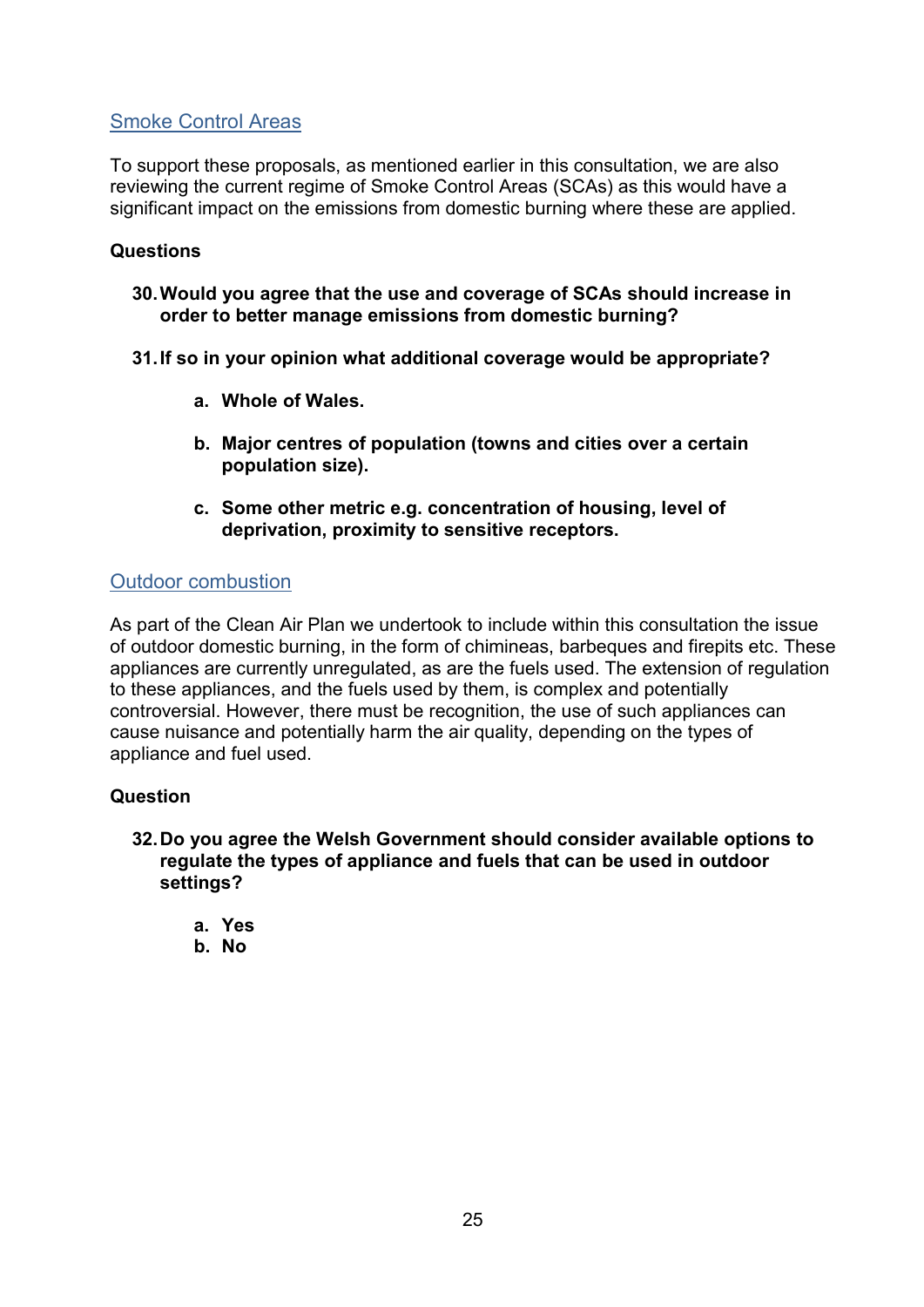## Smoke Control Areas

To support these proposals, as mentioned earlier in this consultation, we are also reviewing the current regime of Smoke Control Areas (SCAs) as this would have a significant impact on the emissions from domestic burning where these are applied.

**Questions**

**30. Would you agree that the use and coverage of SCAs should increase in order to better manage emissions from domestic burning?**

**31. If so in your opinion what additional coverage would be appropriate?**

- **a. Whole of Wales.**
- **b. Major centres of population (towns and cities over a certain population size).**
- **c. Some other metric e.g. concentration of housing, level of deprivation, proximity to sensitive receptors.**

## Outdoor combustion

As part of the Clean Air Plan we undertook to include within this consultation the issue of outdoor domestic burning, in the form of chimineas, barbeques and firepits etc. These appliances are currently unregulated, as are the fuels used. The extension of regulation to these appliances, and the fuels used by them, is complex and potentially controversial. However, there must be recognition, the use of such appliances can cause nuisance and potentially harm the air quality, depending on the types of appliance and fuel used.

**Question**

**32. Do you agree the Welsh Government should consider available options to regulate the types of appliance and fuels that can be used in outdoor settings?**

- **a. Yes**
- **b. No**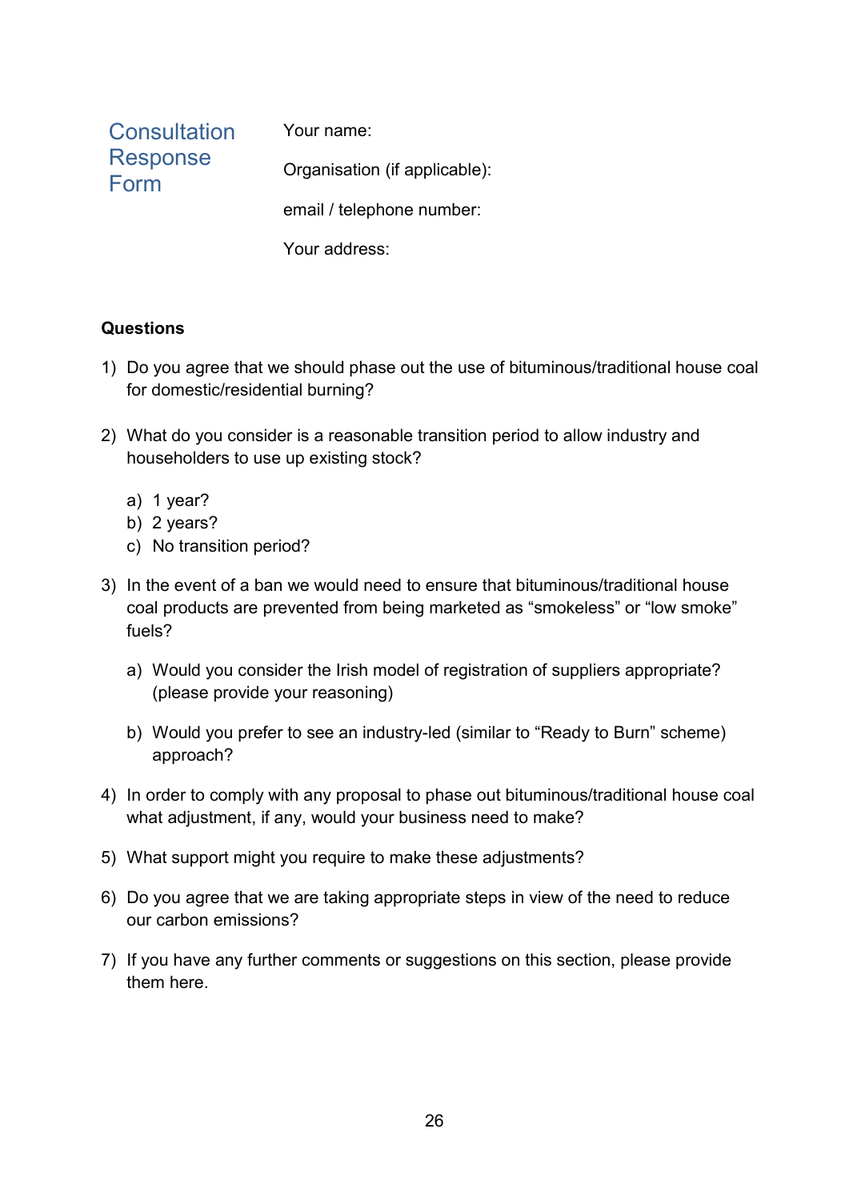## Consultation Response Form

Your name:

Organisation (if applicable):

email / telephone number:

Your address:

**Questions**

1) Do you agree that we should phase out the use of bituminous/traditional house coal for domestic/residential burning?

2) What do you consider is a reasonable transition period to allow industry and householders to use up existing stock?

    a) 1 year?
    b) 2 years?
    c) No transition period?

3) In the event of a ban we would need to ensure that bituminous/traditional house coal products are prevented from being marketed as "smokeless" or "low smoke" fuels?

    a) Would you consider the Irish model of registration of suppliers appropriate? (please provide your reasoning)

    b) Would you prefer to see an industry-led (similar to "Ready to Burn" scheme) approach?

4) In order to comply with any proposal to phase out bituminous/traditional house coal what adjustment, if any, would your business need to make?

5) What support might you require to make these adjustments?

6) Do you agree that we are taking appropriate steps in view of the need to reduce our carbon emissions?

7) If you have any further comments or suggestions on this section, please provide them here.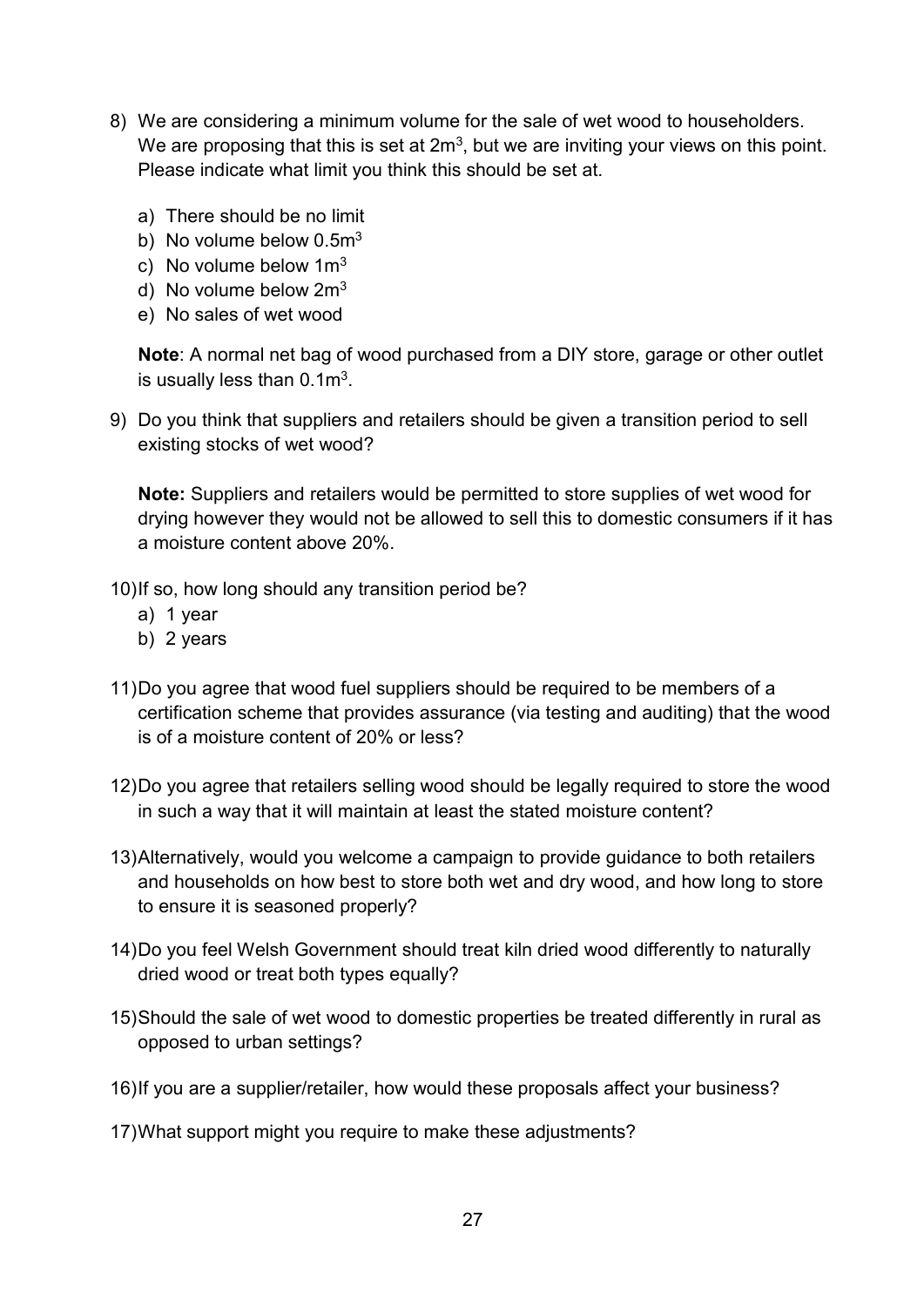8) We are considering a minimum volume for the sale of wet wood to householders. We are proposing that this is set at $2m^3$, but we are inviting your views on this point. Please indicate what limit you think this should be set at.

   a) There should be no limit
   b) No volume below $0.5m^3$
   c) No volume below $1m^3$
   d) No volume below $2m^3$
   e) No sales of wet wood

   **Note**: A normal net bag of wood purchased from a DIY store, garage or other outlet is usually less than $0.1m^3$.

9) Do you think that suppliers and retailers should be given a transition period to sell existing stocks of wet wood?

   **Note:** Suppliers and retailers would be permitted to store supplies of wet wood for drying however they would not be allowed to sell this to domestic consumers if it has a moisture content above 20%.

10) If so, how long should any transition period be?
    a) 1 year
    b) 2 years

11) Do you agree that wood fuel suppliers should be required to be members of a certification scheme that provides assurance (via testing and auditing) that the wood is of a moisture content of 20% or less?

12) Do you agree that retailers selling wood should be legally required to store the wood in such a way that it will maintain at least the stated moisture content?

13) Alternatively, would you welcome a campaign to provide guidance to both retailers and households on how best to store both wet and dry wood, and how long to store to ensure it is seasoned properly?

14) Do you feel Welsh Government should treat kiln dried wood differently to naturally dried wood or treat both types equally?

15) Should the sale of wet wood to domestic properties be treated differently in rural as opposed to urban settings?

16) If you are a supplier/retailer, how would these proposals affect your business?

17) What support might you require to make these adjustments?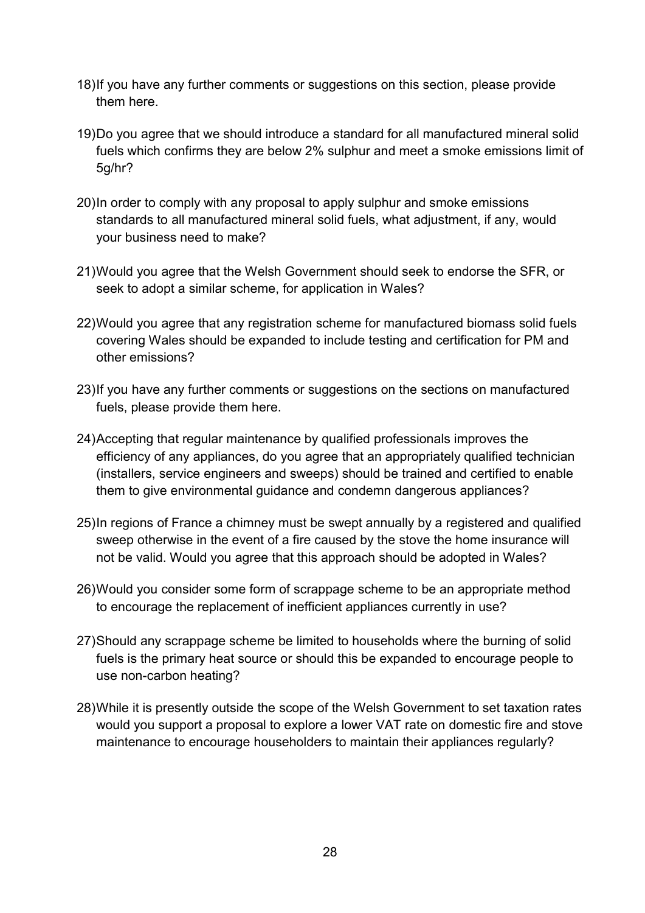18) If you have any further comments or suggestions on this section, please provide them here.

19) Do you agree that we should introduce a standard for all manufactured mineral solid fuels which confirms they are below 2% sulphur and meet a smoke emissions limit of 5g/hr?

20) In order to comply with any proposal to apply sulphur and smoke emissions standards to all manufactured mineral solid fuels, what adjustment, if any, would your business need to make?

21) Would you agree that the Welsh Government should seek to endorse the SFR, or seek to adopt a similar scheme, for application in Wales?

22) Would you agree that any registration scheme for manufactured biomass solid fuels covering Wales should be expanded to include testing and certification for PM and other emissions?

23) If you have any further comments or suggestions on the sections on manufactured fuels, please provide them here.

24) Accepting that regular maintenance by qualified professionals improves the efficiency of any appliances, do you agree that an appropriately qualified technician (installers, service engineers and sweeps) should be trained and certified to enable them to give environmental guidance and condemn dangerous appliances?

25) In regions of France a chimney must be swept annually by a registered and qualified sweep otherwise in the event of a fire caused by the stove the home insurance will not be valid. Would you agree that this approach should be adopted in Wales?

26) Would you consider some form of scrappage scheme to be an appropriate method to encourage the replacement of inefficient appliances currently in use?

27) Should any scrappage scheme be limited to households where the burning of solid fuels is the primary heat source or should this be expanded to encourage people to use non-carbon heating?

28) While it is presently outside the scope of the Welsh Government to set taxation rates would you support a proposal to explore a lower VAT rate on domestic fire and stove maintenance to encourage householders to maintain their appliances regularly?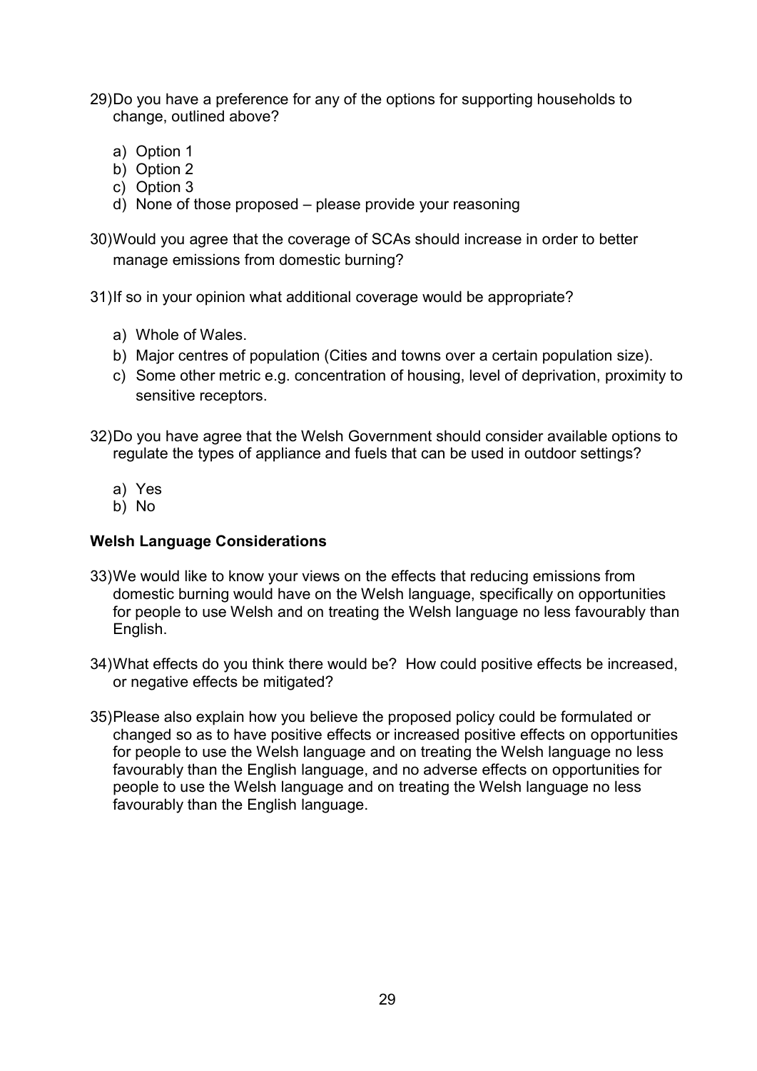29) Do you have a preference for any of the options for supporting households to change, outlined above?

   a) Option 1
   b) Option 2
   c) Option 3
   d) None of those proposed – please provide your reasoning

30) Would you agree that the coverage of SCAs should increase in order to better manage emissions from domestic burning?

31) If so in your opinion what additional coverage would be appropriate?

   a) Whole of Wales.
   b) Major centres of population (Cities and towns over a certain population size).
   c) Some other metric e.g. concentration of housing, level of deprivation, proximity to sensitive receptors.

32) Do you have agree that the Welsh Government should consider available options to regulate the types of appliance and fuels that can be used in outdoor settings?

   a) Yes
   b) No

**Welsh Language Considerations**

33) We would like to know your views on the effects that reducing emissions from domestic burning would have on the Welsh language, specifically on opportunities for people to use Welsh and on treating the Welsh language no less favourably than English.

34) What effects do you think there would be? How could positive effects be increased, or negative effects be mitigated?

35) Please also explain how you believe the proposed policy could be formulated or changed so as to have positive effects or increased positive effects on opportunities for people to use the Welsh language and on treating the Welsh language no less favourably than the English language, and no adverse effects on opportunities for people to use the Welsh language and on treating the Welsh language no less favourably than the English language.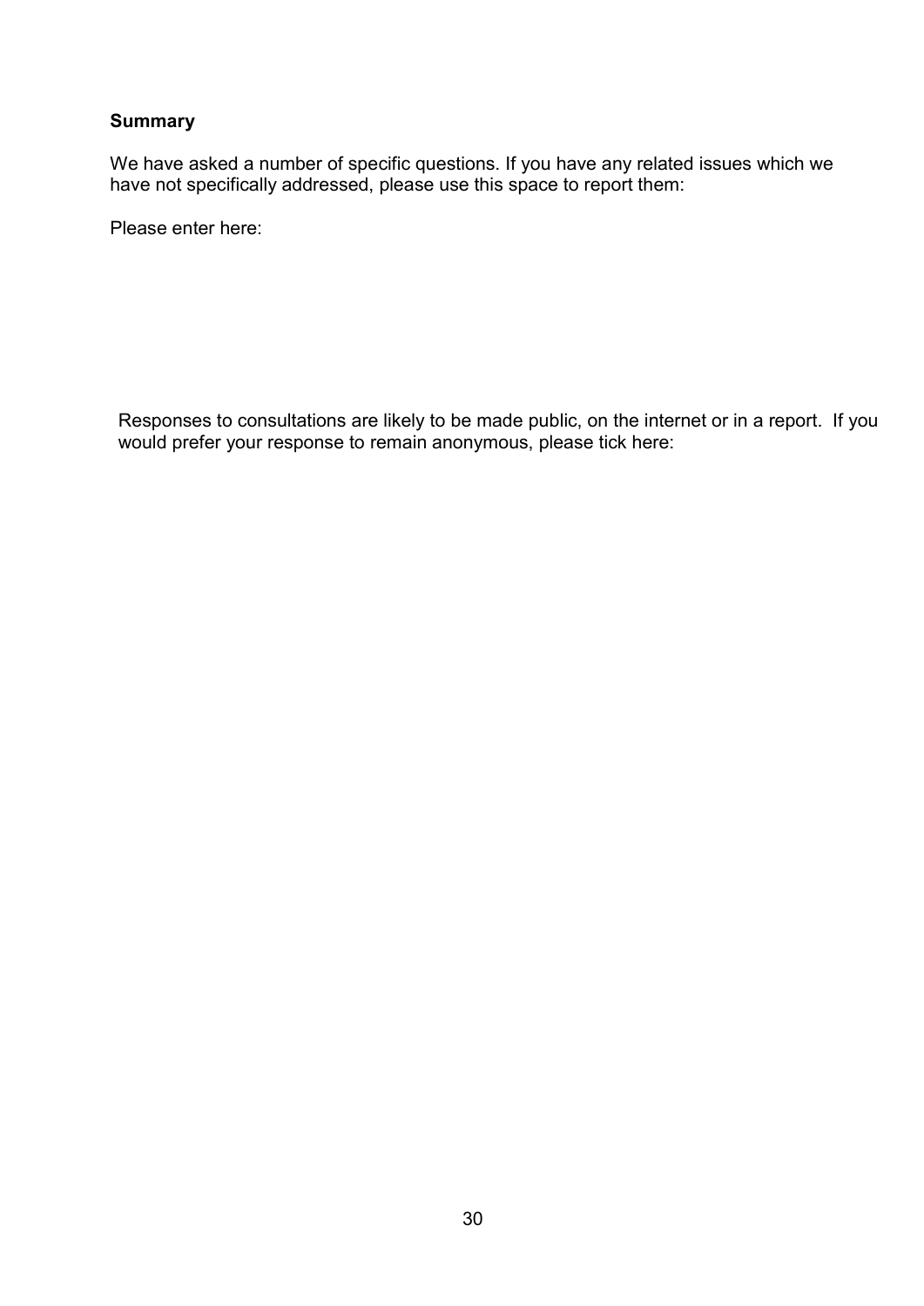**Summary**

We have asked a number of specific questions. If you have any related issues which we have not specifically addressed, please use this space to report them:

Please enter here:

Responses to consultations are likely to be made public, on the internet or in a report. If you would prefer your response to remain anonymous, please tick here: